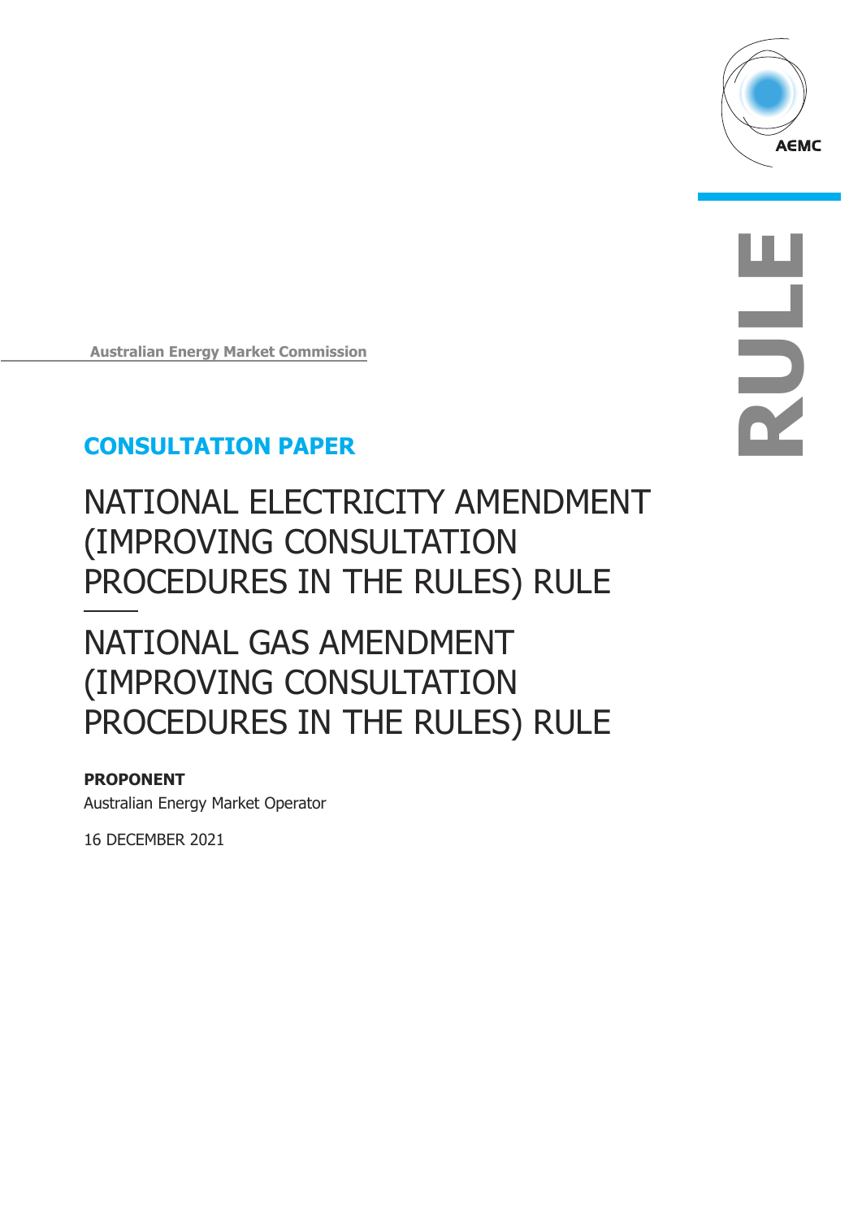AEMC

RULE

Australian Energy Market Commission

**CONSULTATION PAPER**

# NATIONAL ELECTRICITY AMENDMENT (IMPROVING CONSULTATION PROCEDURES IN THE RULES) RULE

# NATIONAL GAS AMENDMENT (IMPROVING CONSULTATION PROCEDURES IN THE RULES) RULE

**PROPONENT**

Australian Energy Market Operator

16 DECEMBER 2021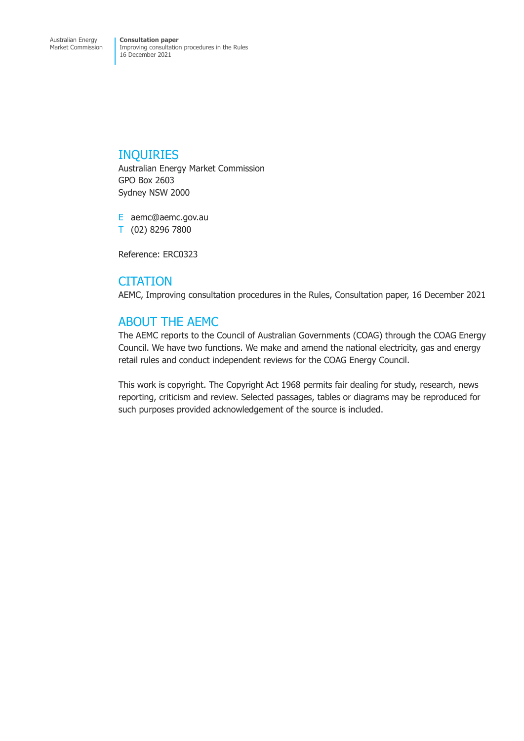## INQUIRIES

Australian Energy Market Commission
GPO Box 2603
Sydney NSW 2000

E aemc@aemc.gov.au
T (02) 8296 7800

Reference: ERC0323

## CITATION

AEMC, Improving consultation procedures in the Rules, Consultation paper, 16 December 2021

## ABOUT THE AEMC

The AEMC reports to the Council of Australian Governments (COAG) through the COAG Energy Council. We have two functions. We make and amend the national electricity, gas and energy retail rules and conduct independent reviews for the COAG Energy Council.

This work is copyright. The Copyright Act 1968 permits fair dealing for study, research, news reporting, criticism and review. Selected passages, tables or diagrams may be reproduced for such purposes provided acknowledgement of the source is included.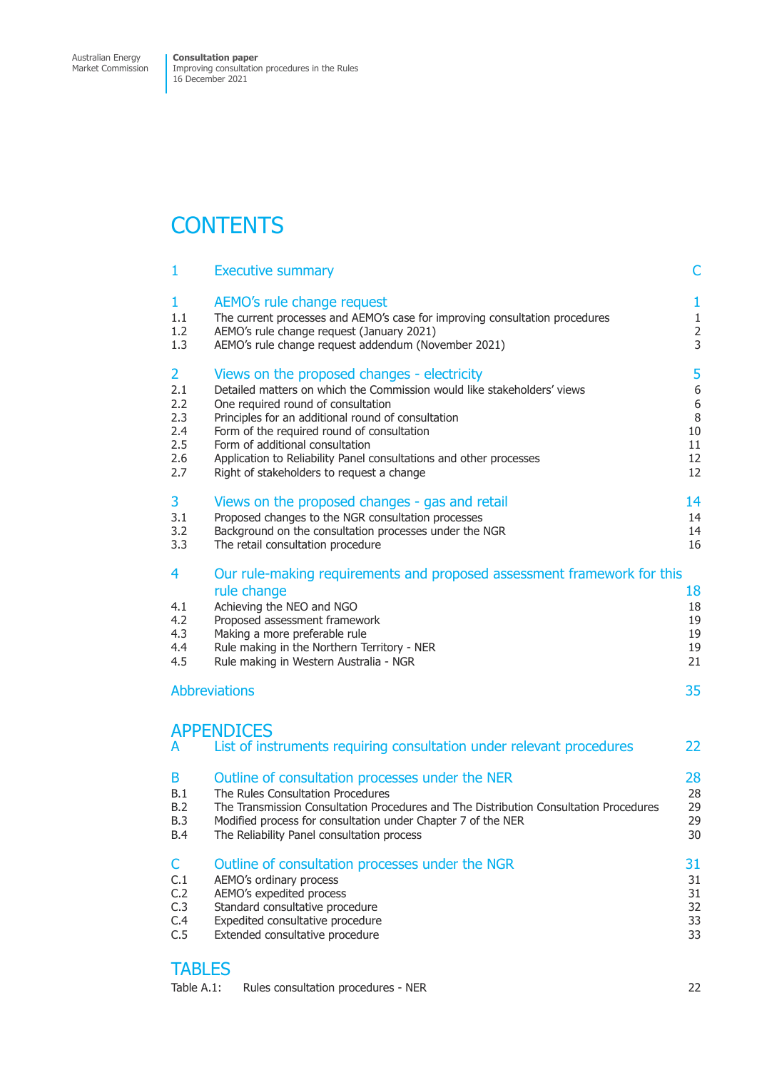# CONTENTS

| | | |
|---|---|---|
| 1 | Executive summary | C |
| 1 | AEMO's rule change request | 1 |
| 1.1 | The current processes and AEMO's case for improving consultation procedures | 1 |
| 1.2 | AEMO's rule change request (January 2021) | 2 |
| 1.3 | AEMO's rule change request addendum (November 2021) | 3 |
| 2 | Views on the proposed changes - electricity | 5 |
| 2.1 | Detailed matters on which the Commission would like stakeholders' views | 6 |
| 2.2 | One required round of consultation | 6 |
| 2.3 | Principles for an additional round of consultation | 8 |
| 2.4 | Form of the required round of consultation | 10 |
| 2.5 | Form of additional consultation | 11 |
| 2.6 | Application to Reliability Panel consultations and other processes | 12 |
| 2.7 | Right of stakeholders to request a change | 12 |
| 3 | Views on the proposed changes - gas and retail | 14 |
| 3.1 | Proposed changes to the NGR consultation processes | 14 |
| 3.2 | Background on the consultation processes under the NGR | 14 |
| 3.3 | The retail consultation procedure | 16 |
| 4 | Our rule-making requirements and proposed assessment framework for this rule change | 18 |
| 4.1 | Achieving the NEO and NGO | 18 |
| 4.2 | Proposed assessment framework | 19 |
| 4.3 | Making a more preferable rule | 19 |
| 4.4 | Rule making in the Northern Territory - NER | 19 |
| 4.5 | Rule making in Western Australia - NGR | 21 |
| | Abbreviations | 35 |

## APPENDICES

| | | |
|---|---|---|
| A | List of instruments requiring consultation under relevant procedures | 22 |
| B | Outline of consultation processes under the NER | 28 |
| B.1 | The Rules Consultation Procedures | 28 |
| B.2 | The Transmission Consultation Procedures and The Distribution Consultation Procedures | 29 |
| B.3 | Modified process for consultation under Chapter 7 of the NER | 29 |
| B.4 | The Reliability Panel consultation process | 30 |
| C | Outline of consultation processes under the NGR | 31 |
| C.1 | AEMO's ordinary process | 31 |
| C.2 | AEMO's expedited process | 31 |
| C.3 | Standard consultative procedure | 32 |
| C.4 | Expedited consultative procedure | 33 |
| C.5 | Extended consultative procedure | 33 |

## TABLES

| | | |
|---|---|---|
| Table A.1: | Rules consultation procedures - NER | 22 |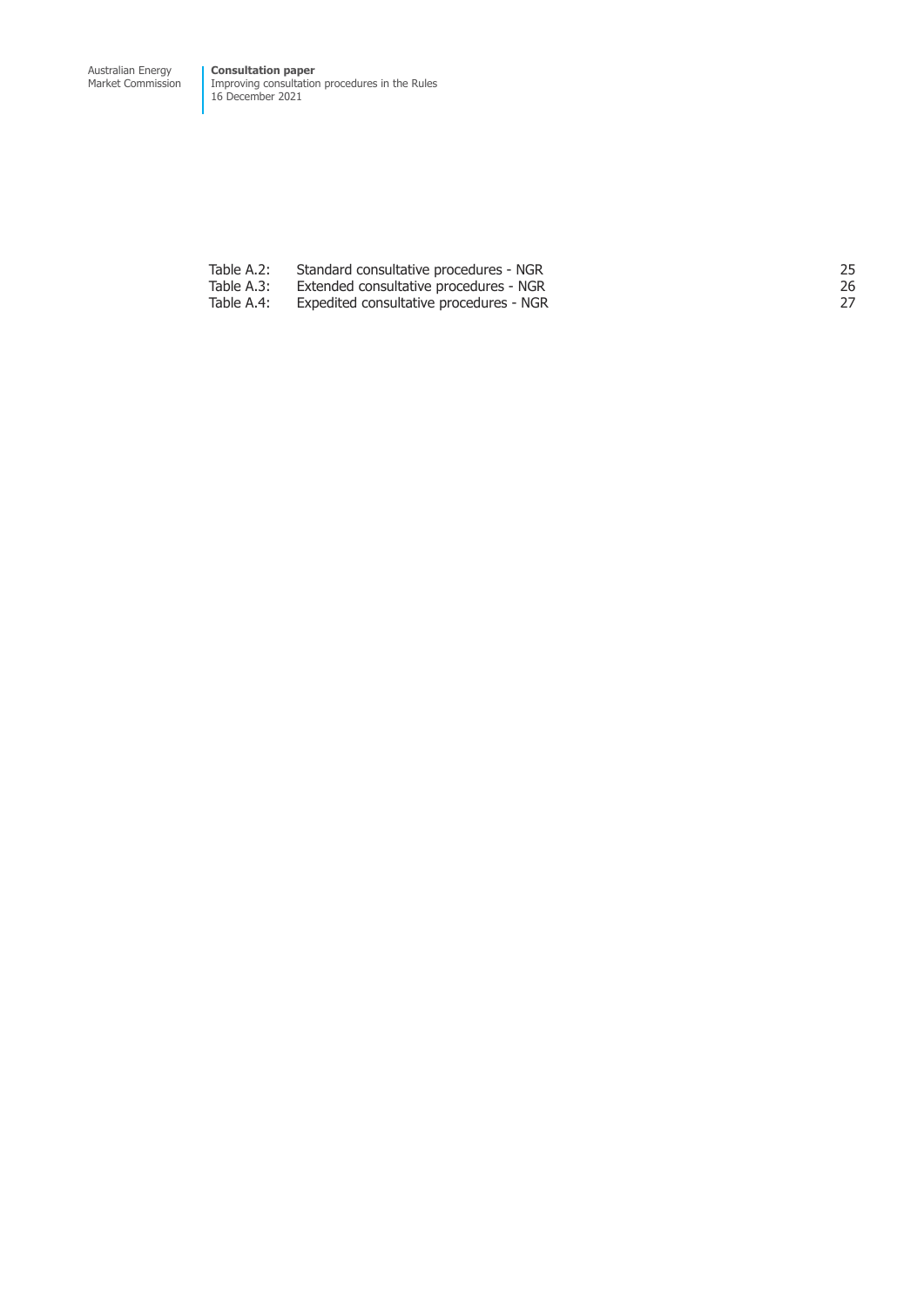| | | |
|---|---|---|
| Table A.2: | Standard consultative procedures - NGR | 25 |
| Table A.3: | Extended consultative procedures - NGR | 26 |
| Table A.4: | Expedited consultative procedures - NGR | 27 |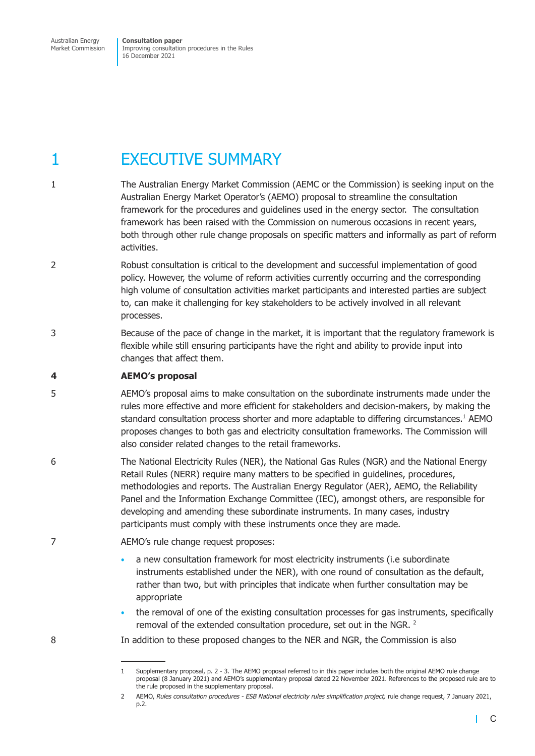# 1 EXECUTIVE SUMMARY

1 The Australian Energy Market Commission (AEMC or the Commission) is seeking input on the Australian Energy Market Operator's (AEMO) proposal to streamline the consultation framework for the procedures and guidelines used in the energy sector. The consultation framework has been raised with the Commission on numerous occasions in recent years, both through other rule change proposals on specific matters and informally as part of reform activities.

2 Robust consultation is critical to the development and successful implementation of good policy. However, the volume of reform activities currently occurring and the corresponding high volume of consultation activities market participants and interested parties are subject to, can make it challenging for key stakeholders to be actively involved in all relevant processes.

3 Because of the pace of change in the market, it is important that the regulatory framework is flexible while still ensuring participants have the right and ability to provide input into changes that affect them.

**4 AEMO's proposal**

5 AEMO's proposal aims to make consultation on the subordinate instruments made under the rules more effective and more efficient for stakeholders and decision-makers, by making the standard consultation process shorter and more adaptable to differing circumstances.[1] AEMO proposes changes to both gas and electricity consultation frameworks. The Commission will also consider related changes to the retail frameworks.

6 The National Electricity Rules (NER), the National Gas Rules (NGR) and the National Energy Retail Rules (NERR) require many matters to be specified in guidelines, procedures, methodologies and reports. The Australian Energy Regulator (AER), AEMO, the Reliability Panel and the Information Exchange Committee (IEC), amongst others, are responsible for developing and amending these subordinate instruments. In many cases, industry participants must comply with these instruments once they are made.

7 AEMO's rule change request proposes:

- a new consultation framework for most electricity instruments (i.e subordinate instruments established under the NER), with one round of consultation as the default, rather than two, but with principles that indicate when further consultation may be appropriate
- the removal of one of the existing consultation processes for gas instruments, specifically removal of the extended consultation procedure, set out in the NGR. [2]

8 In addition to these proposed changes to the NER and NGR, the Commission is also

---

1 Supplementary proposal, p. 2 - 3. The AEMO proposal referred to in this paper includes both the original AEMO rule change proposal (8 January 2021) and AEMO's supplementary proposal dated 22 November 2021. References to the proposed rule are to the rule proposed in the supplementary proposal.

2 AEMO, *Rules consultation procedures - ESB National electricity rules simplification project,* rule change request, 7 January 2021, p.2.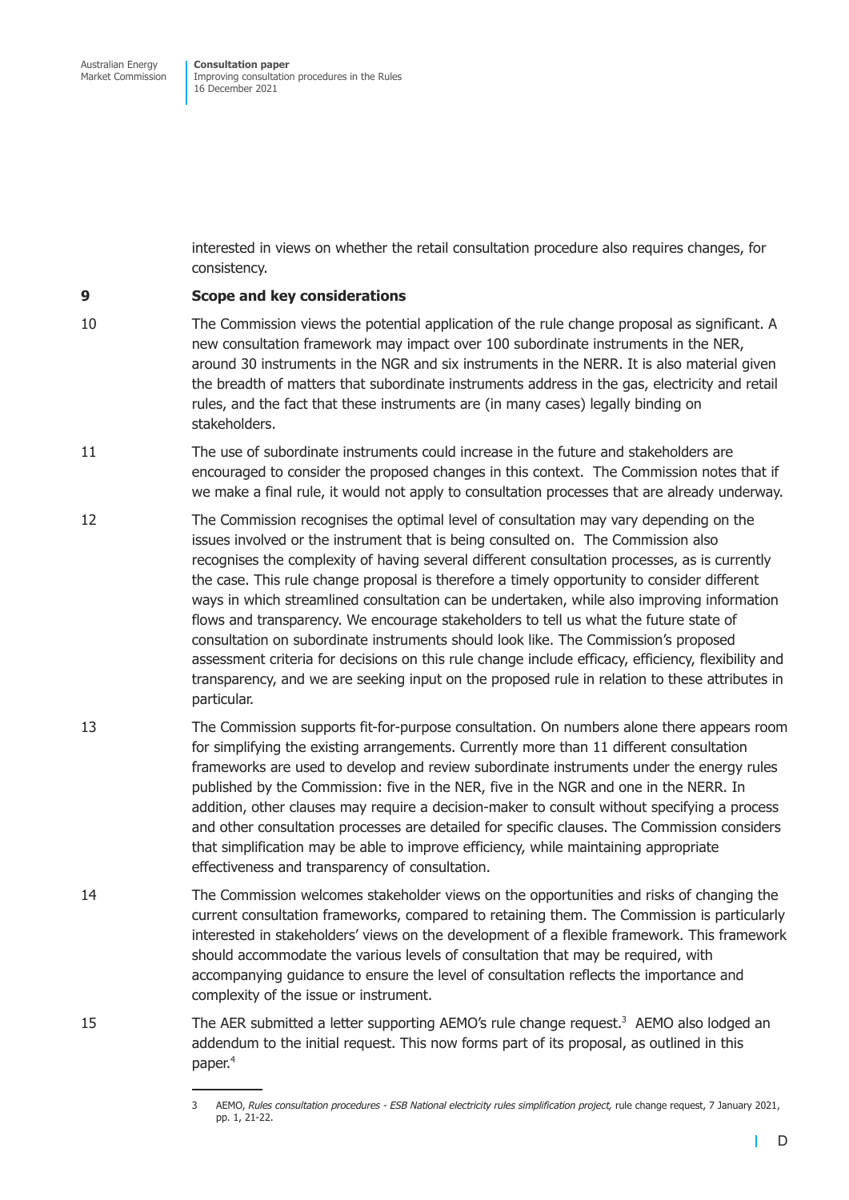interested in views on whether the retail consultation procedure also requires changes, for consistency.

9 **Scope and key considerations**

10 The Commission views the potential application of the rule change proposal as significant. A new consultation framework may impact over 100 subordinate instruments in the NER, around 30 instruments in the NGR and six instruments in the NERR. It is also material given the breadth of matters that subordinate instruments address in the gas, electricity and retail rules, and the fact that these instruments are (in many cases) legally binding on stakeholders.

11 The use of subordinate instruments could increase in the future and stakeholders are encouraged to consider the proposed changes in this context. The Commission notes that if we make a final rule, it would not apply to consultation processes that are already underway.

12 The Commission recognises the optimal level of consultation may vary depending on the issues involved or the instrument that is being consulted on. The Commission also recognises the complexity of having several different consultation processes, as is currently the case. This rule change proposal is therefore a timely opportunity to consider different ways in which streamlined consultation can be undertaken, while also improving information flows and transparency. We encourage stakeholders to tell us what the future state of consultation on subordinate instruments should look like. The Commission's proposed assessment criteria for decisions on this rule change include efficacy, efficiency, flexibility and transparency, and we are seeking input on the proposed rule in relation to these attributes in particular.

13 The Commission supports fit-for-purpose consultation. On numbers alone there appears room for simplifying the existing arrangements. Currently more than 11 different consultation frameworks are used to develop and review subordinate instruments under the energy rules published by the Commission: five in the NER, five in the NGR and one in the NERR. In addition, other clauses may require a decision-maker to consult without specifying a process and other consultation processes are detailed for specific clauses. The Commission considers that simplification may be able to improve efficiency, while maintaining appropriate effectiveness and transparency of consultation.

14 The Commission welcomes stakeholder views on the opportunities and risks of changing the current consultation frameworks, compared to retaining them. The Commission is particularly interested in stakeholders' views on the development of a flexible framework. This framework should accommodate the various levels of consultation that may be required, with accompanying guidance to ensure the level of consultation reflects the importance and complexity of the issue or instrument.

15 The AER submitted a letter supporting AEMO's rule change request.[3] AEMO also lodged an addendum to the initial request. This now forms part of its proposal, as outlined in this paper.[4]

---

3 AEMO, *Rules consultation procedures - ESB National electricity rules simplification project,* rule change request, 7 January 2021, pp. 1, 21-22.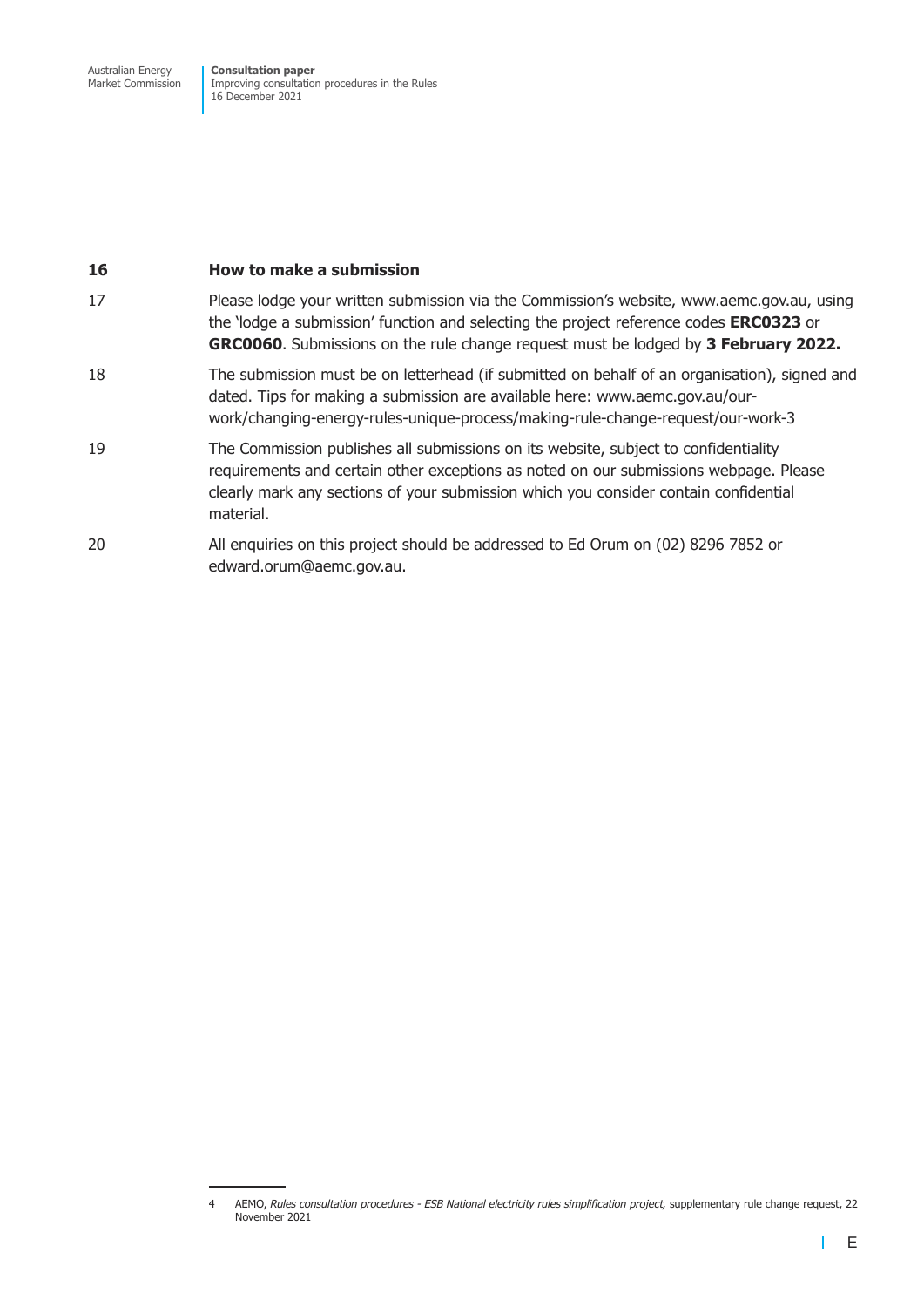**16 How to make a submission**

17 Please lodge your written submission via the Commission's website, www.aemc.gov.au, using the 'lodge a submission' function and selecting the project reference codes **ERC0323** or **GRC0060**. Submissions on the rule change request must be lodged by **3 February 2022.**

18 The submission must be on letterhead (if submitted on behalf of an organisation), signed and dated. Tips for making a submission are available here: www.aemc.gov.au/our-work/changing-energy-rules-unique-process/making-rule-change-request/our-work-3

19 The Commission publishes all submissions on its website, subject to confidentiality requirements and certain other exceptions as noted on our submissions webpage. Please clearly mark any sections of your submission which you consider contain confidential material.

20 All enquiries on this project should be addressed to Ed Orum on (02) 8296 7852 or edward.orum@aemc.gov.au.

---

4 AEMO, *Rules consultation procedures - ESB National electricity rules simplification project,* supplementary rule change request, 22 November 2021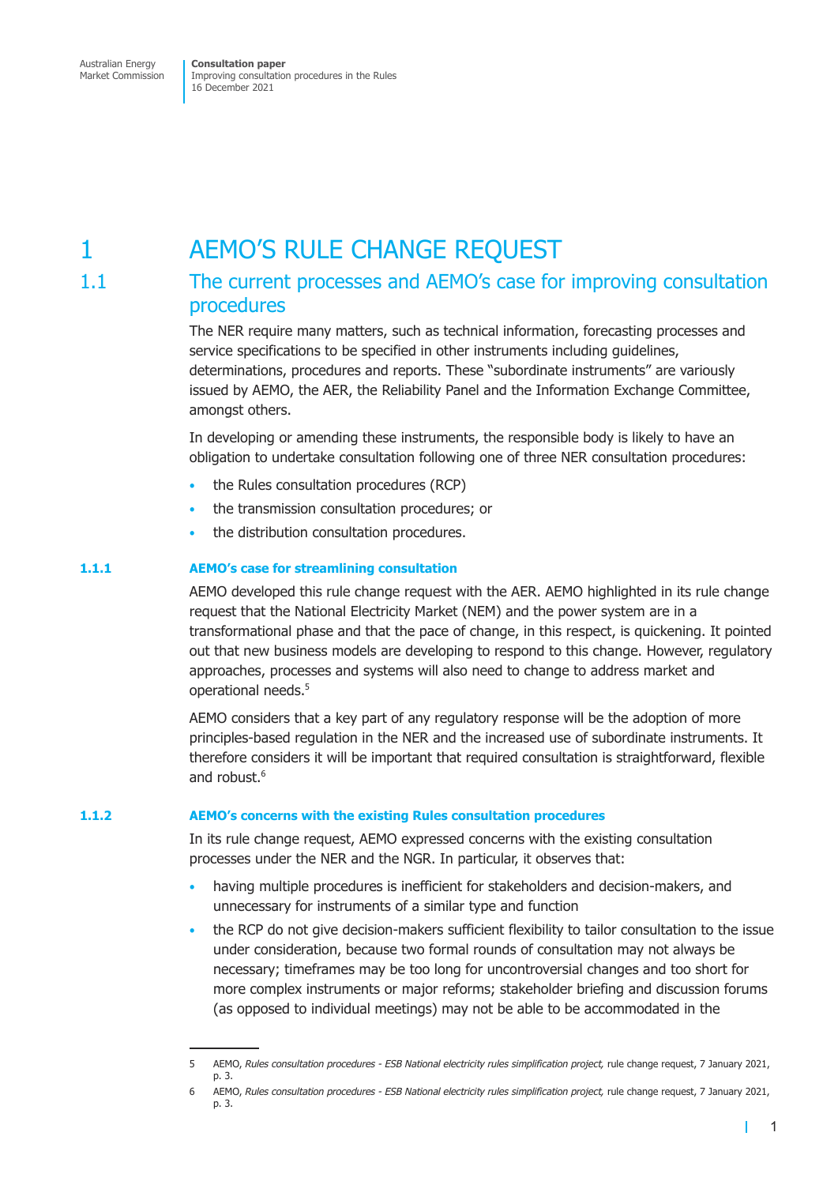# 1 AEMO'S RULE CHANGE REQUEST

## 1.1 The current processes and AEMO's case for improving consultation procedures

The NER require many matters, such as technical information, forecasting processes and service specifications to be specified in other instruments including guidelines, determinations, procedures and reports. These "subordinate instruments" are variously issued by AEMO, the AER, the Reliability Panel and the Information Exchange Committee, amongst others.

In developing or amending these instruments, the responsible body is likely to have an obligation to undertake consultation following one of three NER consultation procedures:

- the Rules consultation procedures (RCP)
- the transmission consultation procedures; or
- the distribution consultation procedures.

### 1.1.1 AEMO's case for streamlining consultation

AEMO developed this rule change request with the AER. AEMO highlighted in its rule change request that the National Electricity Market (NEM) and the power system are in a transformational phase and that the pace of change, in this respect, is quickening. It pointed out that new business models are developing to respond to this change. However, regulatory approaches, processes and systems will also need to change to address market and operational needs.[5]

AEMO considers that a key part of any regulatory response will be the adoption of more principles-based regulation in the NER and the increased use of subordinate instruments. It therefore considers it will be important that required consultation is straightforward, flexible and robust.[6]

### 1.1.2 AEMO's concerns with the existing Rules consultation procedures

In its rule change request, AEMO expressed concerns with the existing consultation processes under the NER and the NGR. In particular, it observes that:

- having multiple procedures is inefficient for stakeholders and decision-makers, and unnecessary for instruments of a similar type and function
- the RCP do not give decision-makers sufficient flexibility to tailor consultation to the issue under consideration, because two formal rounds of consultation may not always be necessary; timeframes may be too long for uncontroversial changes and too short for more complex instruments or major reforms; stakeholder briefing and discussion forums (as opposed to individual meetings) may not be able to be accommodated in the

---

5 AEMO, *Rules consultation procedures - ESB National electricity rules simplification project,* rule change request, 7 January 2021, p. 3.

6 AEMO, *Rules consultation procedures - ESB National electricity rules simplification project,* rule change request, 7 January 2021, p. 3.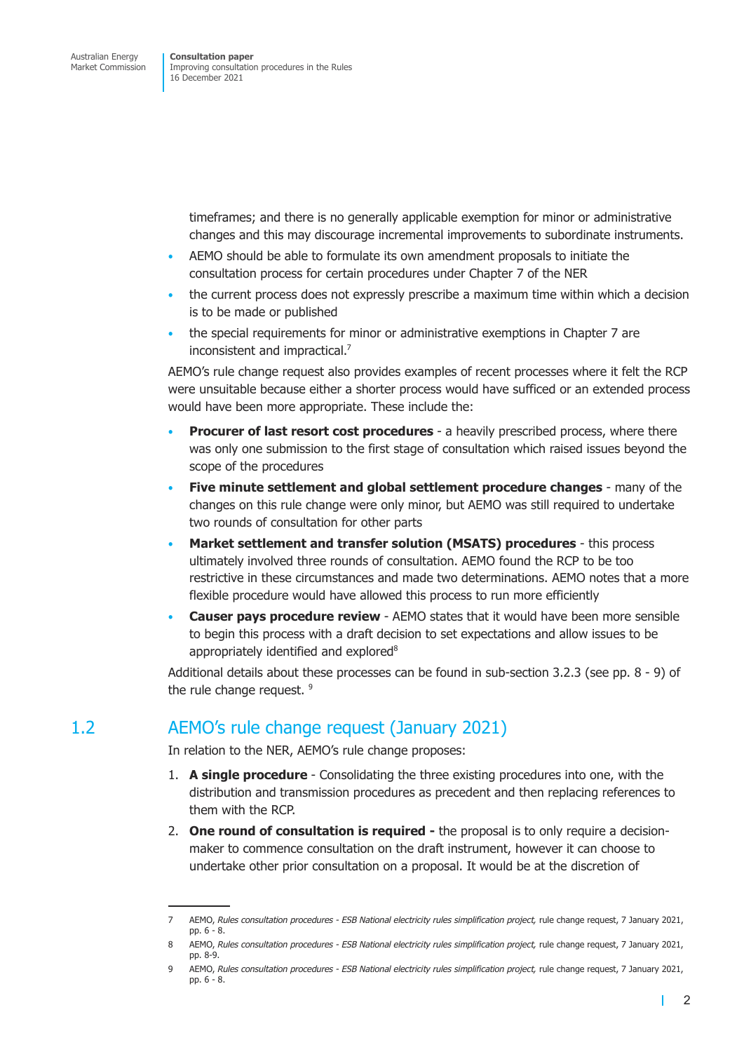timeframes; and there is no generally applicable exemption for minor or administrative changes and this may discourage incremental improvements to subordinate instruments.

- AEMO should be able to formulate its own amendment proposals to initiate the consultation process for certain procedures under Chapter 7 of the NER
- the current process does not expressly prescribe a maximum time within which a decision is to be made or published
- the special requirements for minor or administrative exemptions in Chapter 7 are inconsistent and impractical.[7]

AEMO's rule change request also provides examples of recent processes where it felt the RCP were unsuitable because either a shorter process would have sufficed or an extended process would have been more appropriate. These include the:

- **Procurer of last resort cost procedures** - a heavily prescribed process, where there was only one submission to the first stage of consultation which raised issues beyond the scope of the procedures
- **Five minute settlement and global settlement procedure changes** - many of the changes on this rule change were only minor, but AEMO was still required to undertake two rounds of consultation for other parts
- **Market settlement and transfer solution (MSATS) procedures** - this process ultimately involved three rounds of consultation. AEMO found the RCP to be too restrictive in these circumstances and made two determinations. AEMO notes that a more flexible procedure would have allowed this process to run more efficiently
- **Causer pays procedure review** - AEMO states that it would have been more sensible to begin this process with a draft decision to set expectations and allow issues to be appropriately identified and explored[8]

Additional details about these processes can be found in sub-section 3.2.3 (see pp. 8 - 9) of the rule change request. [9]

## 1.2 AEMO's rule change request (January 2021)

In relation to the NER, AEMO's rule change proposes:

1. **A single procedure** - Consolidating the three existing procedures into one, with the distribution and transmission procedures as precedent and then replacing references to them with the RCP.
2. **One round of consultation is required -** the proposal is to only require a decision-maker to commence consultation on the draft instrument, however it can choose to undertake other prior consultation on a proposal. It would be at the discretion of

---

7 AEMO, *Rules consultation procedures - ESB National electricity rules simplification project,* rule change request, 7 January 2021, pp. 6 - 8.

8 AEMO, *Rules consultation procedures - ESB National electricity rules simplification project,* rule change request, 7 January 2021, pp. 8-9.

9 AEMO, *Rules consultation procedures - ESB National electricity rules simplification project,* rule change request, 7 January 2021, pp. 6 - 8.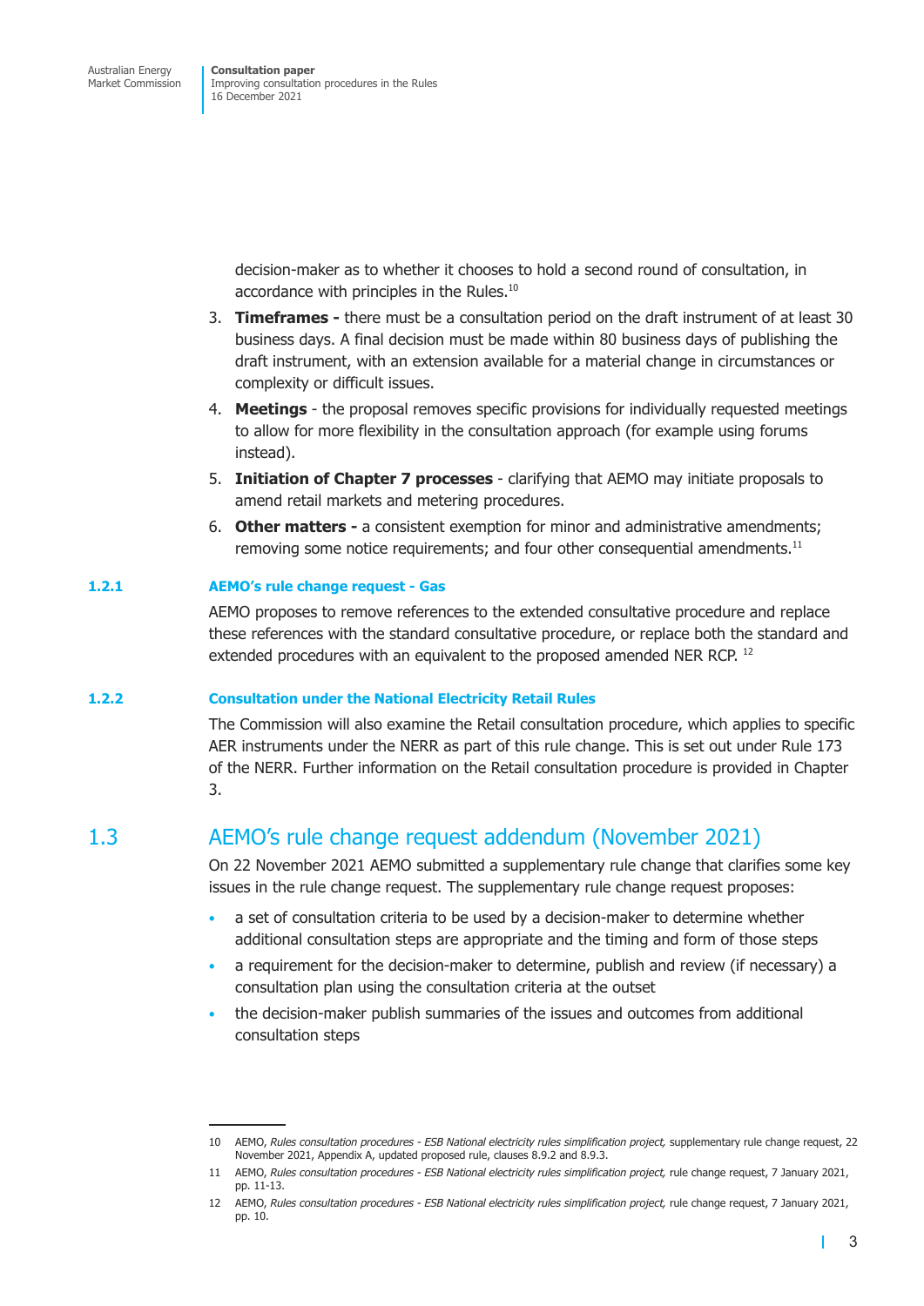decision-maker as to whether it chooses to hold a second round of consultation, in accordance with principles in the Rules.[10]

3. **Timeframes -** there must be a consultation period on the draft instrument of at least 30 business days. A final decision must be made within 80 business days of publishing the draft instrument, with an extension available for a material change in circumstances or complexity or difficult issues.
4. **Meetings** - the proposal removes specific provisions for individually requested meetings to allow for more flexibility in the consultation approach (for example using forums instead).
5. **Initiation of Chapter 7 processes** - clarifying that AEMO may initiate proposals to amend retail markets and metering procedures.
6. **Other matters -** a consistent exemption for minor and administrative amendments; removing some notice requirements; and four other consequential amendments.[11]

### 1.2.1 AEMO's rule change request - Gas

AEMO proposes to remove references to the extended consultative procedure and replace these references with the standard consultative procedure, or replace both the standard and extended procedures with an equivalent to the proposed amended NER RCP.[12]

### 1.2.2 Consultation under the National Electricity Retail Rules

The Commission will also examine the Retail consultation procedure, which applies to specific AER instruments under the NERR as part of this rule change. This is set out under Rule 173 of the NERR. Further information on the Retail consultation procedure is provided in Chapter 3.

## 1.3 AEMO's rule change request addendum (November 2021)

On 22 November 2021 AEMO submitted a supplementary rule change that clarifies some key issues in the rule change request. The supplementary rule change request proposes:

- a set of consultation criteria to be used by a decision-maker to determine whether additional consultation steps are appropriate and the timing and form of those steps
- a requirement for the decision-maker to determine, publish and review (if necessary) a consultation plan using the consultation criteria at the outset
- the decision-maker publish summaries of the issues and outcomes from additional consultation steps

---

10 AEMO, *Rules consultation procedures - ESB National electricity rules simplification project,* supplementary rule change request, 22 November 2021, Appendix A, updated proposed rule, clauses 8.9.2 and 8.9.3.

11 AEMO, *Rules consultation procedures - ESB National electricity rules simplification project,* rule change request, 7 January 2021, pp. 11-13.

12 AEMO, *Rules consultation procedures - ESB National electricity rules simplification project,* rule change request, 7 January 2021, pp. 10.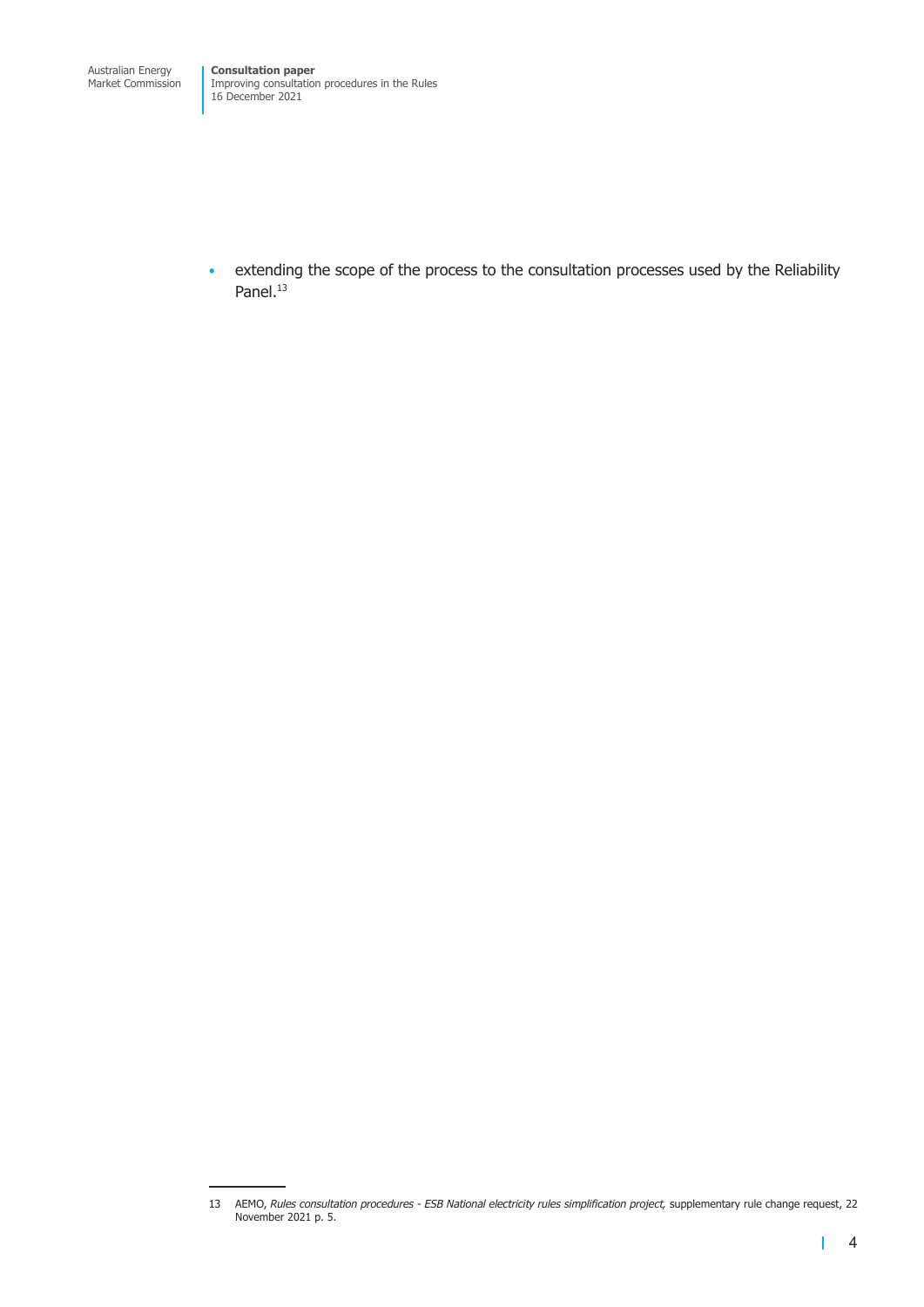- extending the scope of the process to the consultation processes used by the Reliability Panel.[13]

13 AEMO, *Rules consultation procedures - ESB National electricity rules simplification project,* supplementary rule change request, 22 November 2021 p. 5.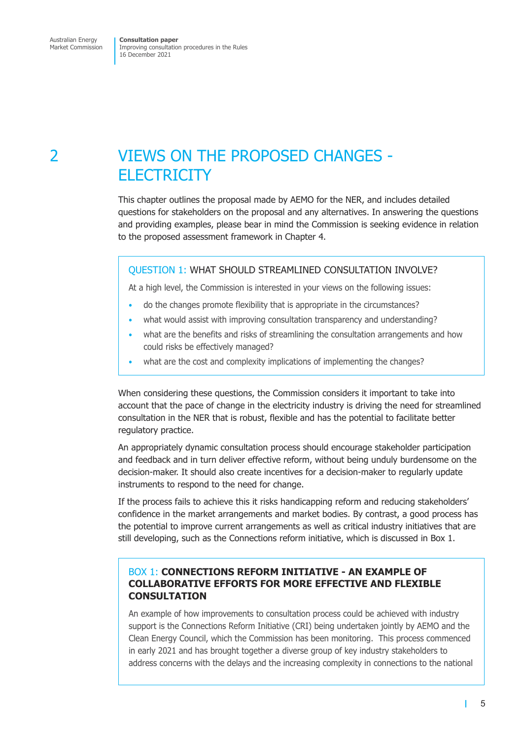# 2 VIEWS ON THE PROPOSED CHANGES - ELECTRICITY

This chapter outlines the proposal made by AEMO for the NER, and includes detailed questions for stakeholders on the proposal and any alternatives. In answering the questions and providing examples, please bear in mind the Commission is seeking evidence in relation to the proposed assessment framework in Chapter 4.

> **QUESTION 1: WHAT SHOULD STREAMLINED CONSULTATION INVOLVE?**
>
> At a high level, the Commission is interested in your views on the following issues:
>
> - do the changes promote flexibility that is appropriate in the circumstances?
> - what would assist with improving consultation transparency and understanding?
> - what are the benefits and risks of streamlining the consultation arrangements and how could risks be effectively managed?
> - what are the cost and complexity implications of implementing the changes?

When considering these questions, the Commission considers it important to take into account that the pace of change in the electricity industry is driving the need for streamlined consultation in the NER that is robust, flexible and has the potential to facilitate better regulatory practice.

An appropriately dynamic consultation process should encourage stakeholder participation and feedback and in turn deliver effective reform, without being unduly burdensome on the decision-maker. It should also create incentives for a decision-maker to regularly update instruments to respond to the need for change.

If the process fails to achieve this it risks handicapping reform and reducing stakeholders' confidence in the market arrangements and market bodies. By contrast, a good process has the potential to improve current arrangements as well as critical industry initiatives that are still developing, such as the Connections reform initiative, which is discussed in Box 1.

> **BOX 1: CONNECTIONS REFORM INITIATIVE - AN EXAMPLE OF COLLABORATIVE EFFORTS FOR MORE EFFECTIVE AND FLEXIBLE CONSULTATION**
>
> An example of how improvements to consultation process could be achieved with industry support is the Connections Reform Initiative (CRI) being undertaken jointly by AEMO and the Clean Energy Council, which the Commission has been monitoring. This process commenced in early 2021 and has brought together a diverse group of key industry stakeholders to address concerns with the delays and the increasing complexity in connections to the national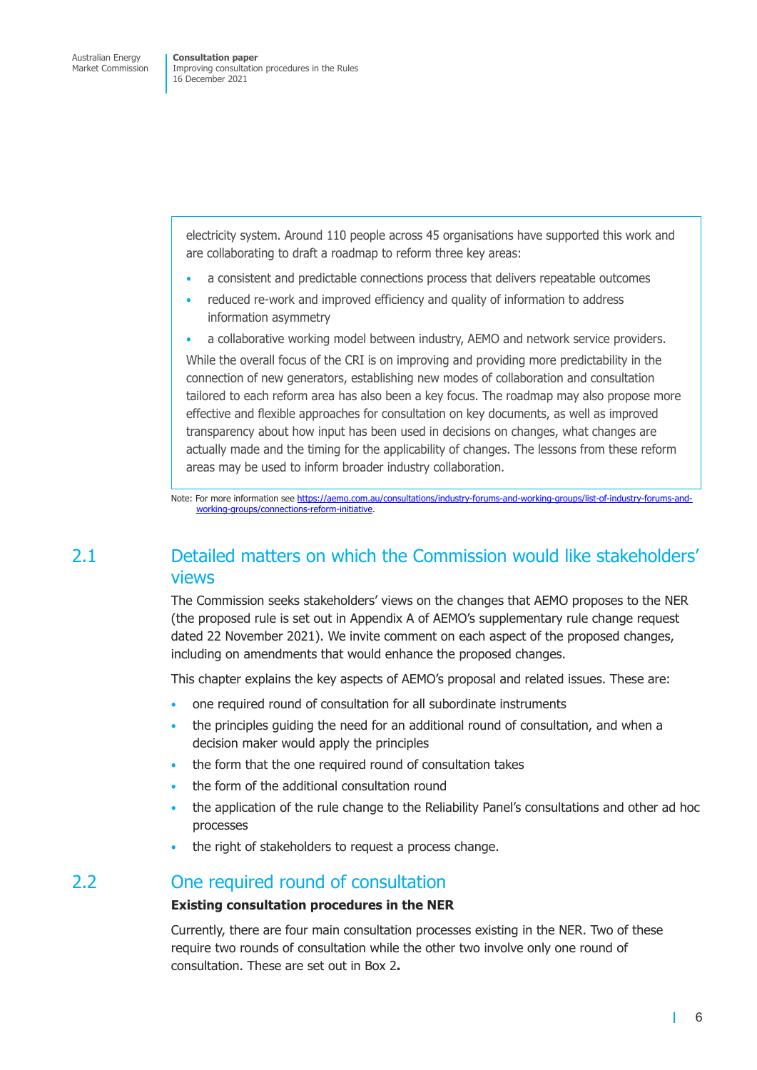electricity system. Around 110 people across 45 organisations have supported this work and are collaborating to draft a roadmap to reform three key areas:

- a consistent and predictable connections process that delivers repeatable outcomes
- reduced re-work and improved efficiency and quality of information to address information asymmetry
- a collaborative working model between industry, AEMO and network service providers.

While the overall focus of the CRI is on improving and providing more predictability in the connection of new generators, establishing new modes of collaboration and consultation tailored to each reform area has also been a key focus. The roadmap may also propose more effective and flexible approaches for consultation on key documents, as well as improved transparency about how input has been used in decisions on changes, what changes are actually made and the timing for the applicability of changes. The lessons from these reform areas may be used to inform broader industry collaboration.

Note: For more information see https://aemo.com.au/consultations/industry-forums-and-working-groups/list-of-industry-forums-and-working-groups/connections-reform-initiative.

## 2.1 Detailed matters on which the Commission would like stakeholders' views

The Commission seeks stakeholders' views on the changes that AEMO proposes to the NER (the proposed rule is set out in Appendix A of AEMO's supplementary rule change request dated 22 November 2021). We invite comment on each aspect of the proposed changes, including on amendments that would enhance the proposed changes.

This chapter explains the key aspects of AEMO's proposal and related issues. These are:

- one required round of consultation for all subordinate instruments
- the principles guiding the need for an additional round of consultation, and when a decision maker would apply the principles
- the form that the one required round of consultation takes
- the form of the additional consultation round
- the application of the rule change to the Reliability Panel's consultations and other ad hoc processes
- the right of stakeholders to request a process change.

## 2.2 One required round of consultation

**Existing consultation procedures in the NER**

Currently, there are four main consultation processes existing in the NER. Two of these require two rounds of consultation while the other two involve only one round of consultation. These are set out in Box 2**.**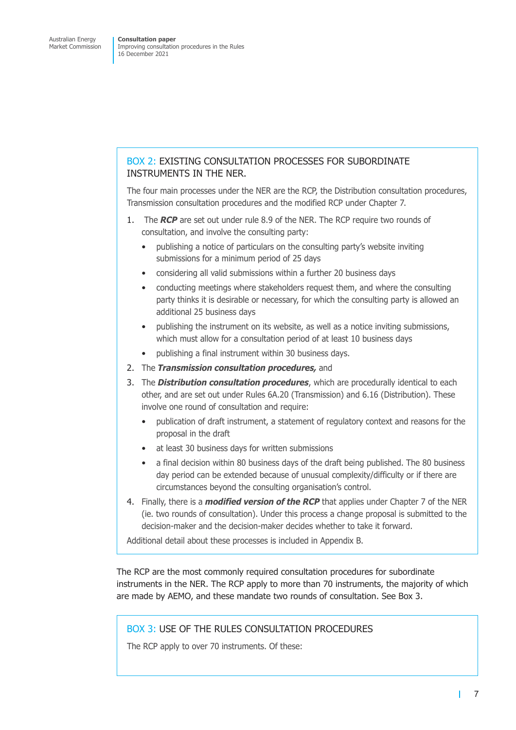### BOX 2: EXISTING CONSULTATION PROCESSES FOR SUBORDINATE INSTRUMENTS IN THE NER.

The four main processes under the NER are the RCP, the Distribution consultation procedures, Transmission consultation procedures and the modified RCP under Chapter 7.

1. The ***RCP*** are set out under rule 8.9 of the NER. The RCP require two rounds of consultation, and involve the consulting party:
   - publishing a notice of particulars on the consulting party's website inviting submissions for a minimum period of 25 days
   - considering all valid submissions within a further 20 business days
   - conducting meetings where stakeholders request them, and where the consulting party thinks it is desirable or necessary, for which the consulting party is allowed an additional 25 business days
   - publishing the instrument on its website, as well as a notice inviting submissions, which must allow for a consultation period of at least 10 business days
   - publishing a final instrument within 30 business days.
2. The ***Transmission consultation procedures,*** and
3. The ***Distribution consultation procedures***, which are procedurally identical to each other, and are set out under Rules 6A.20 (Transmission) and 6.16 (Distribution). These involve one round of consultation and require:
   - publication of draft instrument, a statement of regulatory context and reasons for the proposal in the draft
   - at least 30 business days for written submissions
   - a final decision within 80 business days of the draft being published. The 80 business day period can be extended because of unusual complexity/difficulty or if there are circumstances beyond the consulting organisation's control.
4. Finally, there is a ***modified version of the RCP*** that applies under Chapter 7 of the NER (ie. two rounds of consultation). Under this process a change proposal is submitted to the decision-maker and the decision-maker decides whether to take it forward.

Additional detail about these processes is included in Appendix B.

The RCP are the most commonly required consultation procedures for subordinate instruments in the NER. The RCP apply to more than 70 instruments, the majority of which are made by AEMO, and these mandate two rounds of consultation. See Box 3.

### BOX 3: USE OF THE RULES CONSULTATION PROCEDURES

The RCP apply to over 70 instruments. Of these: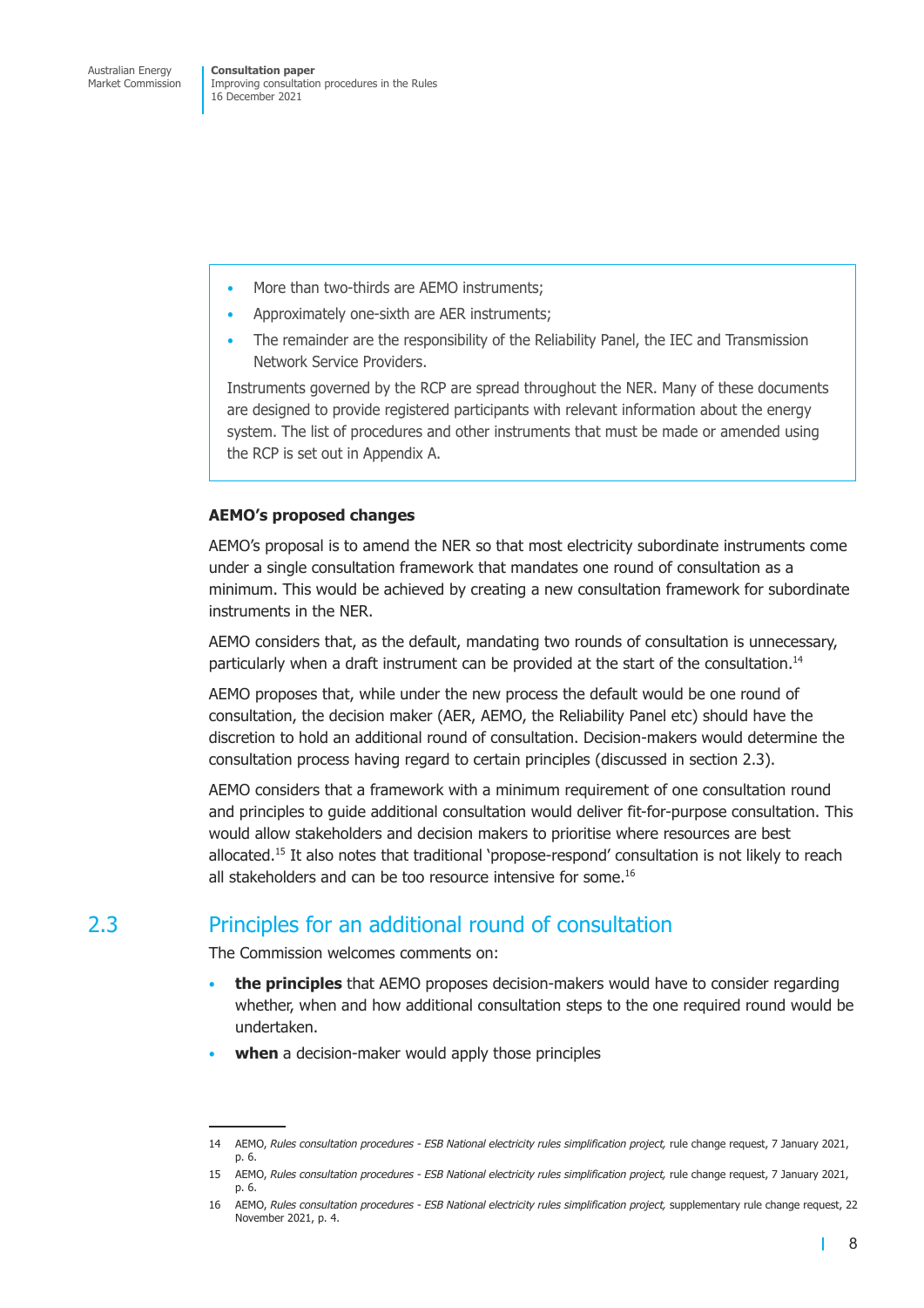- More than two-thirds are AEMO instruments;
- Approximately one-sixth are AER instruments;
- The remainder are the responsibility of the Reliability Panel, the IEC and Transmission Network Service Providers.

Instruments governed by the RCP are spread throughout the NER. Many of these documents are designed to provide registered participants with relevant information about the energy system. The list of procedures and other instruments that must be made or amended using the RCP is set out in Appendix A.

**AEMO's proposed changes**

AEMO's proposal is to amend the NER so that most electricity subordinate instruments come under a single consultation framework that mandates one round of consultation as a minimum. This would be achieved by creating a new consultation framework for subordinate instruments in the NER.

AEMO considers that, as the default, mandating two rounds of consultation is unnecessary, particularly when a draft instrument can be provided at the start of the consultation.[14]

AEMO proposes that, while under the new process the default would be one round of consultation, the decision maker (AER, AEMO, the Reliability Panel etc) should have the discretion to hold an additional round of consultation. Decision-makers would determine the consultation process having regard to certain principles (discussed in section 2.3).

AEMO considers that a framework with a minimum requirement of one consultation round and principles to guide additional consultation would deliver fit-for-purpose consultation. This would allow stakeholders and decision makers to prioritise where resources are best allocated.[15] It also notes that traditional 'propose-respond' consultation is not likely to reach all stakeholders and can be too resource intensive for some.[16]

## 2.3 Principles for an additional round of consultation

The Commission welcomes comments on:

- **the principles** that AEMO proposes decision-makers would have to consider regarding whether, when and how additional consultation steps to the one required round would be undertaken.
- **when** a decision-maker would apply those principles

---

14 AEMO, *Rules consultation procedures - ESB National electricity rules simplification project,* rule change request, 7 January 2021, p. 6.

15 AEMO, *Rules consultation procedures - ESB National electricity rules simplification project,* rule change request, 7 January 2021, p. 6.

16 AEMO, *Rules consultation procedures - ESB National electricity rules simplification project,* supplementary rule change request, 22 November 2021, p. 4.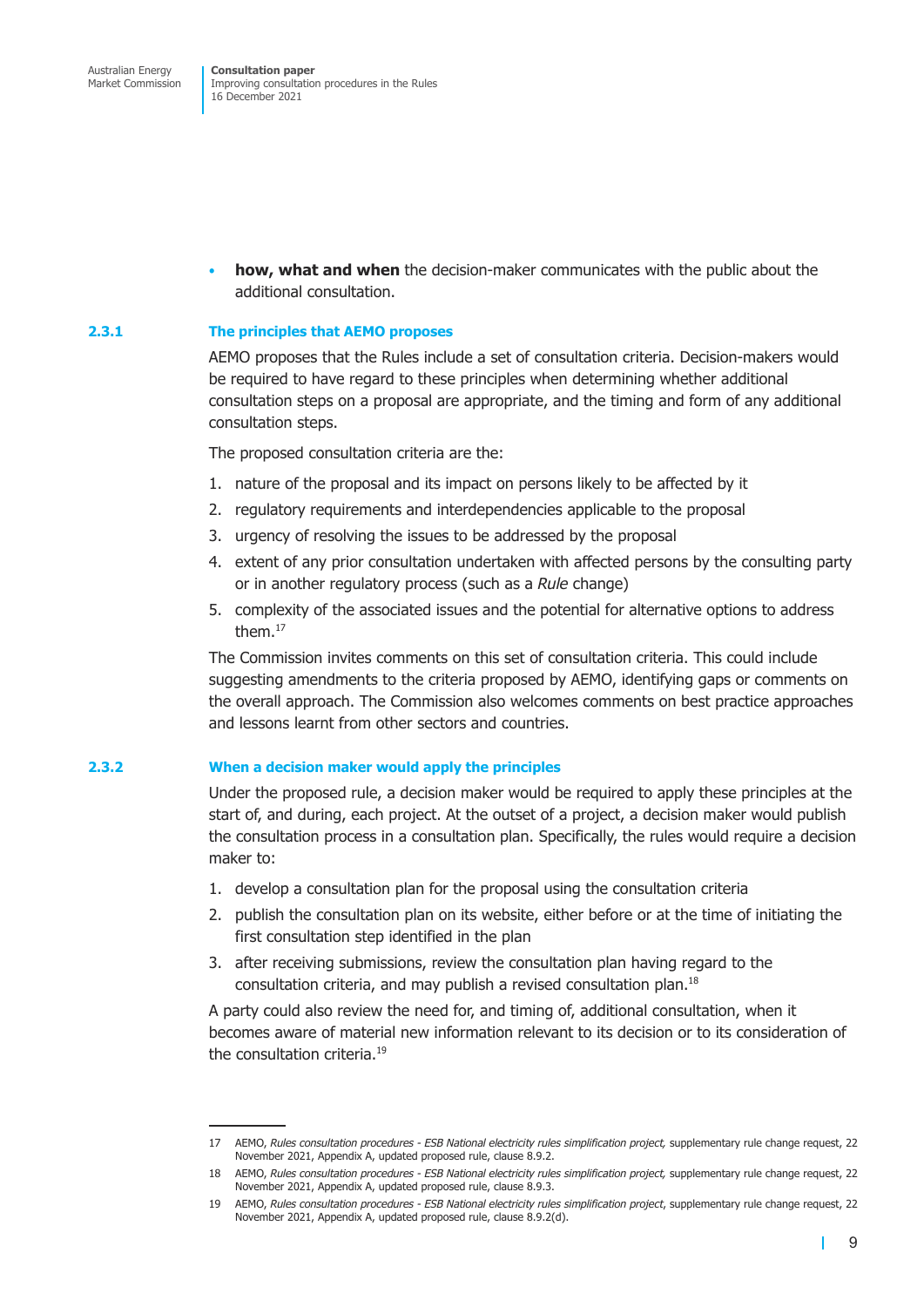- **how, what and when** the decision-maker communicates with the public about the additional consultation.

### 2.3.1 The principles that AEMO proposes

AEMO proposes that the Rules include a set of consultation criteria. Decision-makers would be required to have regard to these principles when determining whether additional consultation steps on a proposal are appropriate, and the timing and form of any additional consultation steps.

The proposed consultation criteria are the:

1. nature of the proposal and its impact on persons likely to be affected by it
2. regulatory requirements and interdependencies applicable to the proposal
3. urgency of resolving the issues to be addressed by the proposal
4. extent of any prior consultation undertaken with affected persons by the consulting party or in another regulatory process (such as a *Rule* change)
5. complexity of the associated issues and the potential for alternative options to address them.[17]

The Commission invites comments on this set of consultation criteria. This could include suggesting amendments to the criteria proposed by AEMO, identifying gaps or comments on the overall approach. The Commission also welcomes comments on best practice approaches and lessons learnt from other sectors and countries.

### 2.3.2 When a decision maker would apply the principles

Under the proposed rule, a decision maker would be required to apply these principles at the start of, and during, each project. At the outset of a project, a decision maker would publish the consultation process in a consultation plan. Specifically, the rules would require a decision maker to:

1. develop a consultation plan for the proposal using the consultation criteria
2. publish the consultation plan on its website, either before or at the time of initiating the first consultation step identified in the plan
3. after receiving submissions, review the consultation plan having regard to the consultation criteria, and may publish a revised consultation plan.[18]

A party could also review the need for, and timing of, additional consultation, when it becomes aware of material new information relevant to its decision or to its consideration of the consultation criteria.[19]

---

17 AEMO, *Rules consultation procedures - ESB National electricity rules simplification project,* supplementary rule change request, 22 November 2021, Appendix A, updated proposed rule, clause 8.9.2.

18 AEMO, *Rules consultation procedures - ESB National electricity rules simplification project,* supplementary rule change request, 22 November 2021, Appendix A, updated proposed rule, clause 8.9.3.

19 AEMO, *Rules consultation procedures - ESB National electricity rules simplification project*, supplementary rule change request, 22 November 2021, Appendix A, updated proposed rule, clause 8.9.2(d).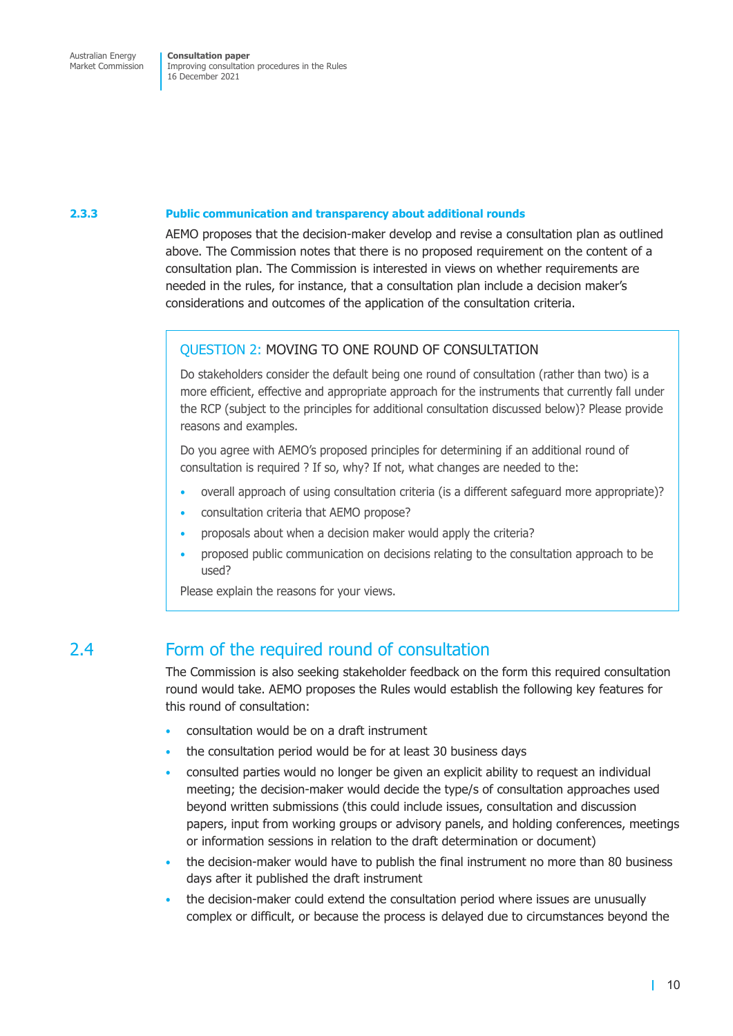### 2.3.3 Public communication and transparency about additional rounds

AEMO proposes that the decision-maker develop and revise a consultation plan as outlined above. The Commission notes that there is no proposed requirement on the content of a consultation plan. The Commission is interested in views on whether requirements are needed in the rules, for instance, that a consultation plan include a decision maker's considerations and outcomes of the application of the consultation criteria.

> **QUESTION 2: MOVING TO ONE ROUND OF CONSULTATION**
>
> Do stakeholders consider the default being one round of consultation (rather than two) is a more efficient, effective and appropriate approach for the instruments that currently fall under the RCP (subject to the principles for additional consultation discussed below)? Please provide reasons and examples.
>
> Do you agree with AEMO's proposed principles for determining if an additional round of consultation is required ? If so, why? If not, what changes are needed to the:
>
> - overall approach of using consultation criteria (is a different safeguard more appropriate)?
> - consultation criteria that AEMO propose?
> - proposals about when a decision maker would apply the criteria?
> - proposed public communication on decisions relating to the consultation approach to be used?
>
> Please explain the reasons for your views.

## 2.4 Form of the required round of consultation

The Commission is also seeking stakeholder feedback on the form this required consultation round would take. AEMO proposes the Rules would establish the following key features for this round of consultation:

- consultation would be on a draft instrument
- the consultation period would be for at least 30 business days
- consulted parties would no longer be given an explicit ability to request an individual meeting; the decision-maker would decide the type/s of consultation approaches used beyond written submissions (this could include issues, consultation and discussion papers, input from working groups or advisory panels, and holding conferences, meetings or information sessions in relation to the draft determination or document)
- the decision-maker would have to publish the final instrument no more than 80 business days after it published the draft instrument
- the decision-maker could extend the consultation period where issues are unusually complex or difficult, or because the process is delayed due to circumstances beyond the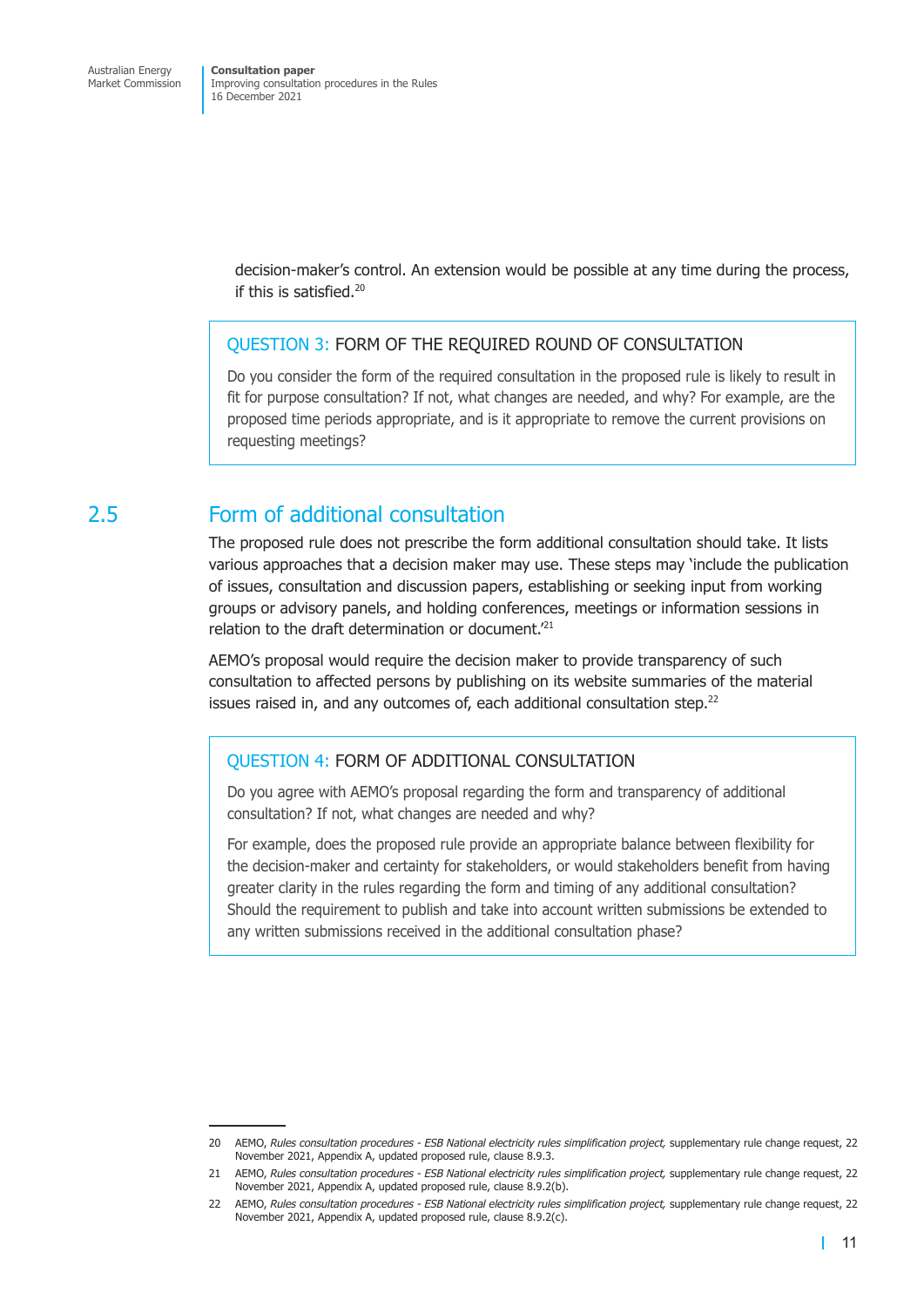decision-maker's control. An extension would be possible at any time during the process, if this is satisfied.[20]

> **QUESTION 3: FORM OF THE REQUIRED ROUND OF CONSULTATION**
>
> Do you consider the form of the required consultation in the proposed rule is likely to result in fit for purpose consultation? If not, what changes are needed, and why? For example, are the proposed time periods appropriate, and is it appropriate to remove the current provisions on requesting meetings?

## 2.5 Form of additional consultation

The proposed rule does not prescribe the form additional consultation should take. It lists various approaches that a decision maker may use. These steps may 'include the publication of issues, consultation and discussion papers, establishing or seeking input from working groups or advisory panels, and holding conferences, meetings or information sessions in relation to the draft determination or document.'[21]

AEMO's proposal would require the decision maker to provide transparency of such consultation to affected persons by publishing on its website summaries of the material issues raised in, and any outcomes of, each additional consultation step.[22]

> **QUESTION 4: FORM OF ADDITIONAL CONSULTATION**
>
> Do you agree with AEMO's proposal regarding the form and transparency of additional consultation? If not, what changes are needed and why?
>
> For example, does the proposed rule provide an appropriate balance between flexibility for the decision-maker and certainty for stakeholders, or would stakeholders benefit from having greater clarity in the rules regarding the form and timing of any additional consultation? Should the requirement to publish and take into account written submissions be extended to any written submissions received in the additional consultation phase?

---

20 AEMO, *Rules consultation procedures - ESB National electricity rules simplification project,* supplementary rule change request, 22 November 2021, Appendix A, updated proposed rule, clause 8.9.3.

21 AEMO, *Rules consultation procedures - ESB National electricity rules simplification project,* supplementary rule change request, 22 November 2021, Appendix A, updated proposed rule, clause 8.9.2(b).

22 AEMO, *Rules consultation procedures - ESB National electricity rules simplification project,* supplementary rule change request, 22 November 2021, Appendix A, updated proposed rule, clause 8.9.2(c).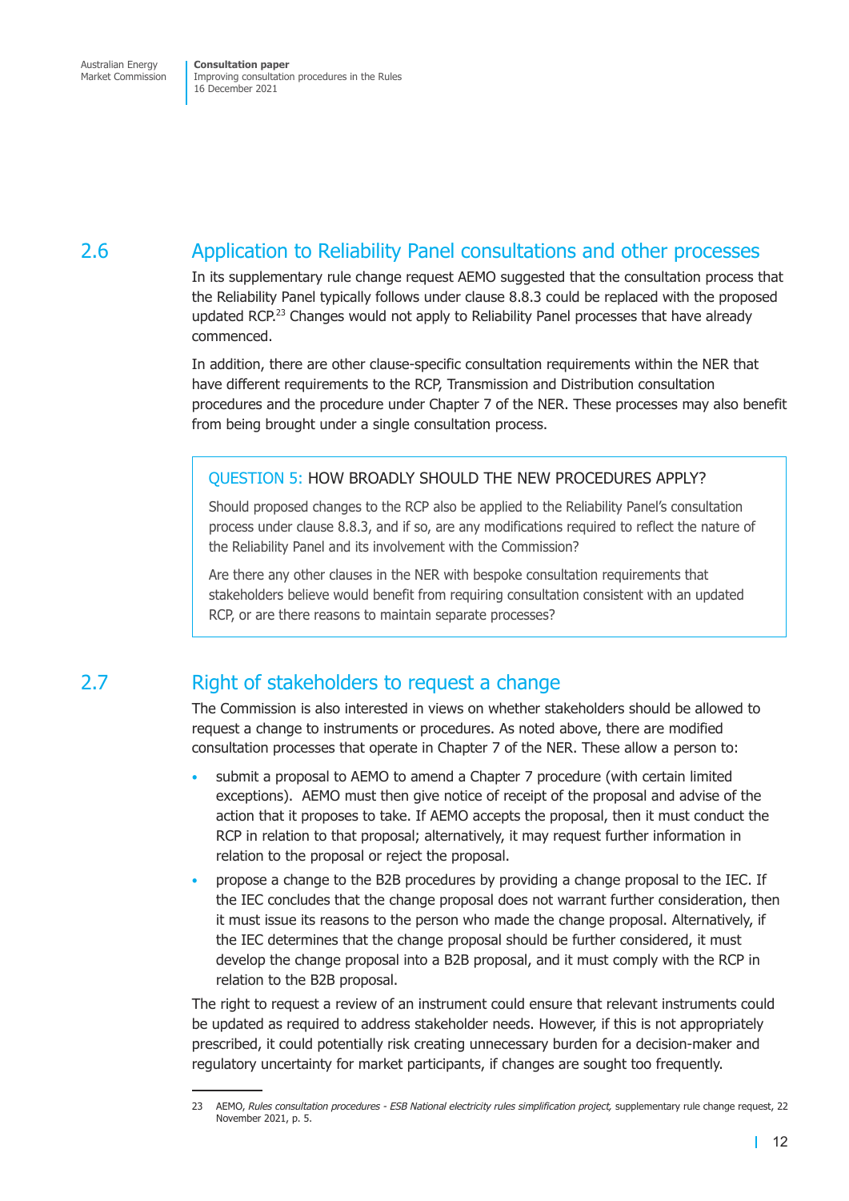## 2.6 Application to Reliability Panel consultations and other processes

In its supplementary rule change request AEMO suggested that the consultation process that the Reliability Panel typically follows under clause 8.8.3 could be replaced with the proposed updated RCP.[23] Changes would not apply to Reliability Panel processes that have already commenced.

In addition, there are other clause-specific consultation requirements within the NER that have different requirements to the RCP, Transmission and Distribution consultation procedures and the procedure under Chapter 7 of the NER. These processes may also benefit from being brought under a single consultation process.

> QUESTION 5: HOW BROADLY SHOULD THE NEW PROCEDURES APPLY?
>
> Should proposed changes to the RCP also be applied to the Reliability Panel's consultation process under clause 8.8.3, and if so, are any modifications required to reflect the nature of the Reliability Panel and its involvement with the Commission?
>
> Are there any other clauses in the NER with bespoke consultation requirements that stakeholders believe would benefit from requiring consultation consistent with an updated RCP, or are there reasons to maintain separate processes?

## 2.7 Right of stakeholders to request a change

The Commission is also interested in views on whether stakeholders should be allowed to request a change to instruments or procedures. As noted above, there are modified consultation processes that operate in Chapter 7 of the NER. These allow a person to:

- submit a proposal to AEMO to amend a Chapter 7 procedure (with certain limited exceptions). AEMO must then give notice of receipt of the proposal and advise of the action that it proposes to take. If AEMO accepts the proposal, then it must conduct the RCP in relation to that proposal; alternatively, it may request further information in relation to the proposal or reject the proposal.
- propose a change to the B2B procedures by providing a change proposal to the IEC. If the IEC concludes that the change proposal does not warrant further consideration, then it must issue its reasons to the person who made the change proposal. Alternatively, if the IEC determines that the change proposal should be further considered, it must develop the change proposal into a B2B proposal, and it must comply with the RCP in relation to the B2B proposal.

The right to request a review of an instrument could ensure that relevant instruments could be updated as required to address stakeholder needs. However, if this is not appropriately prescribed, it could potentially risk creating unnecessary burden for a decision-maker and regulatory uncertainty for market participants, if changes are sought too frequently.

---

23 AEMO, *Rules consultation procedures - ESB National electricity rules simplification project,* supplementary rule change request, 22 November 2021, p. 5.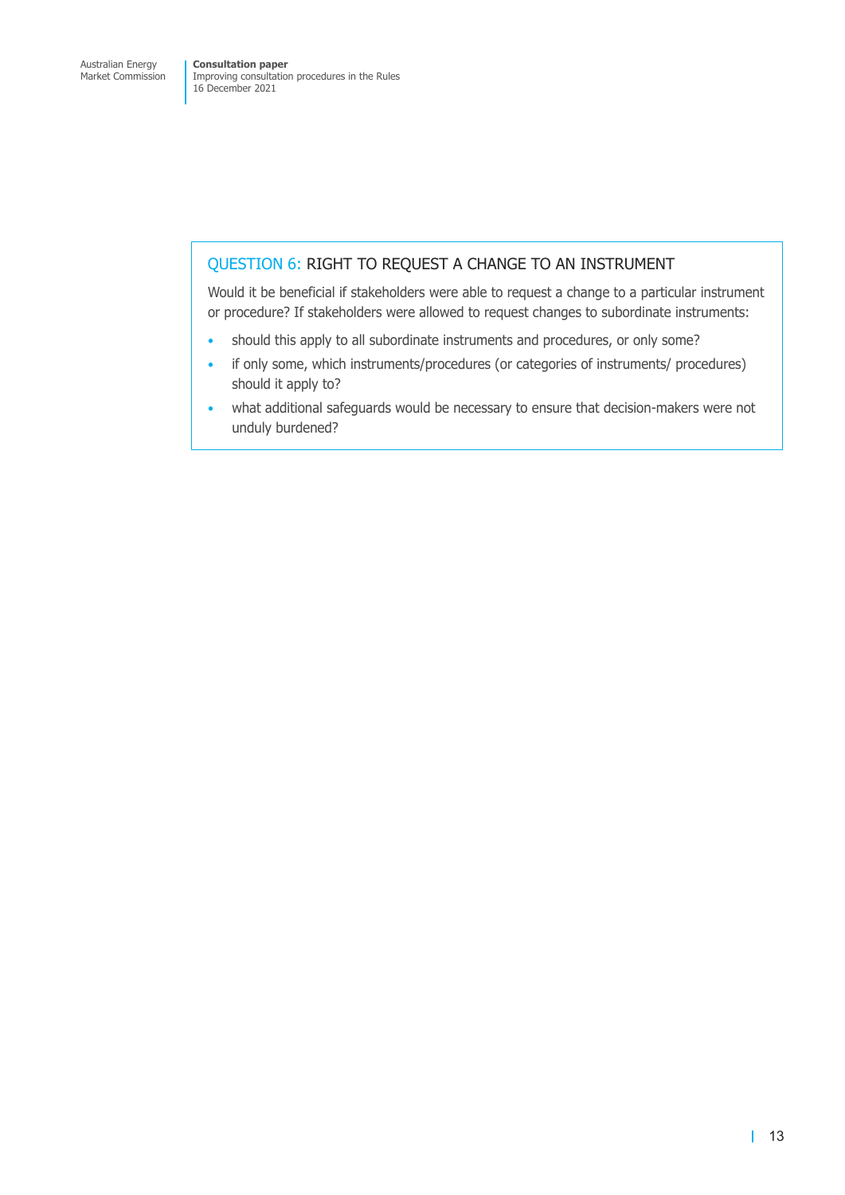### QUESTION 6: RIGHT TO REQUEST A CHANGE TO AN INSTRUMENT

Would it be beneficial if stakeholders were able to request a change to a particular instrument or procedure? If stakeholders were allowed to request changes to subordinate instruments:

- should this apply to all subordinate instruments and procedures, or only some?
- if only some, which instruments/procedures (or categories of instruments/ procedures) should it apply to?
- what additional safeguards would be necessary to ensure that decision-makers were not unduly burdened?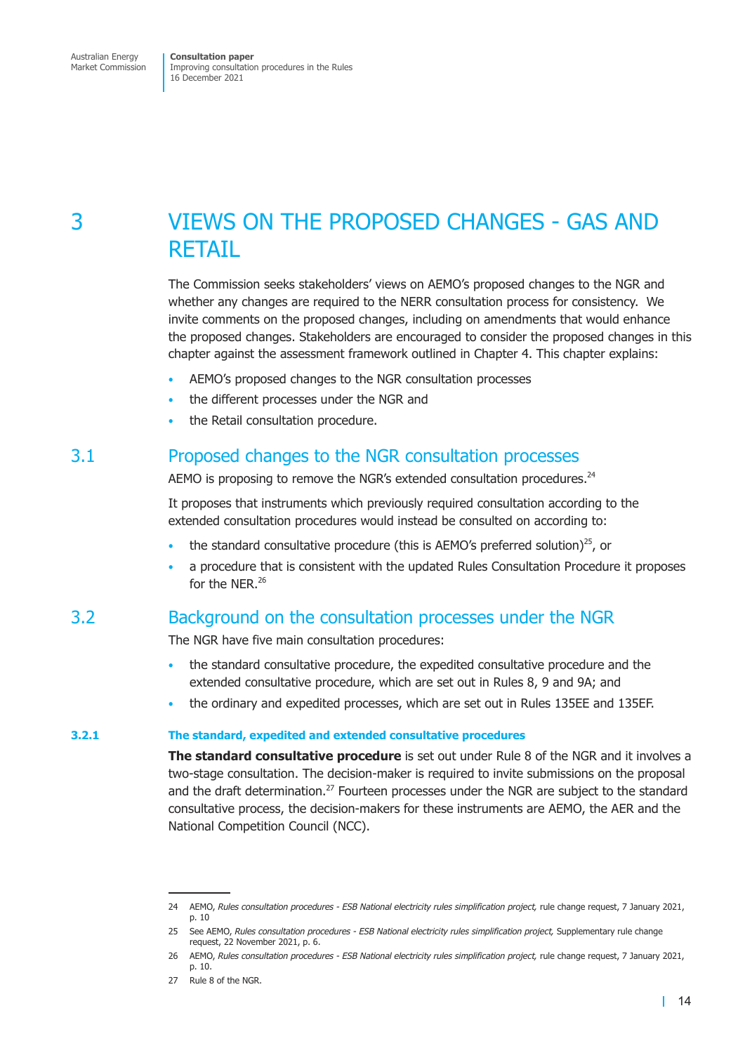# 3 VIEWS ON THE PROPOSED CHANGES - GAS AND RETAIL

The Commission seeks stakeholders' views on AEMO's proposed changes to the NGR and whether any changes are required to the NERR consultation process for consistency. We invite comments on the proposed changes, including on amendments that would enhance the proposed changes. Stakeholders are encouraged to consider the proposed changes in this chapter against the assessment framework outlined in Chapter 4. This chapter explains:

- AEMO's proposed changes to the NGR consultation processes
- the different processes under the NGR and
- the Retail consultation procedure.

## 3.1 Proposed changes to the NGR consultation processes

AEMO is proposing to remove the NGR's extended consultation procedures.[24]

It proposes that instruments which previously required consultation according to the extended consultation procedures would instead be consulted on according to:

- the standard consultative procedure (this is AEMO's preferred solution)[25], or
- a procedure that is consistent with the updated Rules Consultation Procedure it proposes for the NER.[26]

## 3.2 Background on the consultation processes under the NGR

The NGR have five main consultation procedures:

- the standard consultative procedure, the expedited consultative procedure and the extended consultative procedure, which are set out in Rules 8, 9 and 9A; and
- the ordinary and expedited processes, which are set out in Rules 135EE and 135EF.

### 3.2.1 The standard, expedited and extended consultative procedures

**The standard consultative procedure** is set out under Rule 8 of the NGR and it involves a two-stage consultation. The decision-maker is required to invite submissions on the proposal and the draft determination.[27] Fourteen processes under the NGR are subject to the standard consultative process, the decision-makers for these instruments are AEMO, the AER and the National Competition Council (NCC).

---

24 AEMO, *Rules consultation procedures - ESB National electricity rules simplification project,* rule change request, 7 January 2021, p. 10

25 See AEMO, *Rules consultation procedures - ESB National electricity rules simplification project,* Supplementary rule change request, 22 November 2021, p. 6.

26 AEMO, *Rules consultation procedures - ESB National electricity rules simplification project,* rule change request, 7 January 2021, p. 10.

27 Rule 8 of the NGR.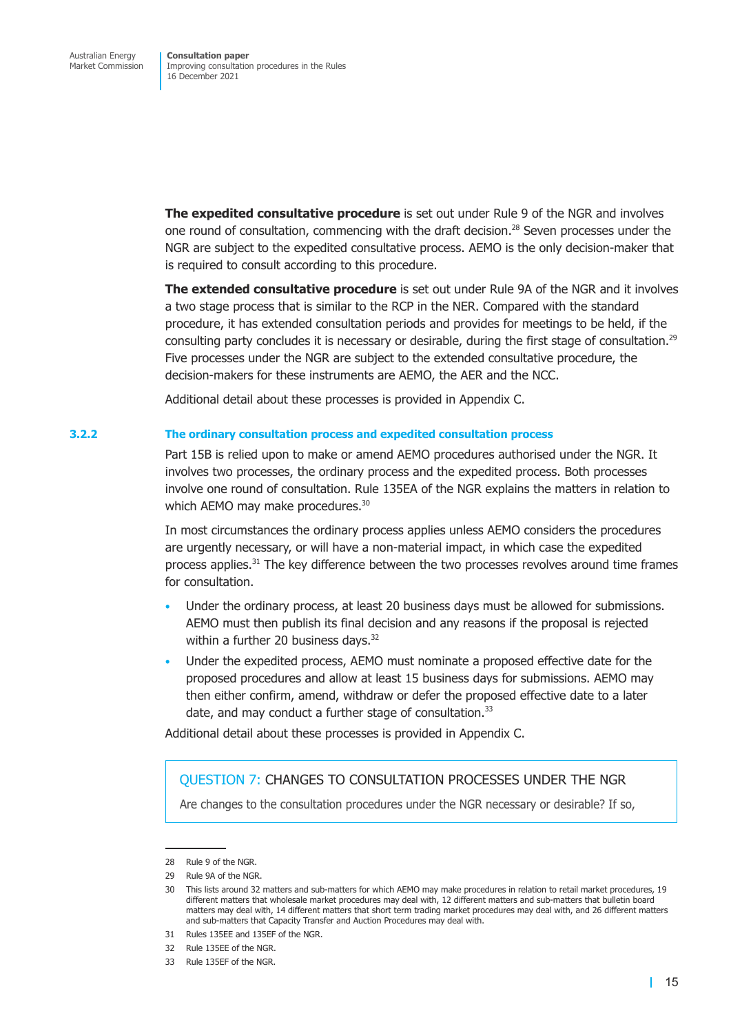**The expedited consultative procedure** is set out under Rule 9 of the NGR and involves one round of consultation, commencing with the draft decision.[28] Seven processes under the NGR are subject to the expedited consultative process. AEMO is the only decision-maker that is required to consult according to this procedure.

**The extended consultative procedure** is set out under Rule 9A of the NGR and it involves a two stage process that is similar to the RCP in the NER. Compared with the standard procedure, it has extended consultation periods and provides for meetings to be held, if the consulting party concludes it is necessary or desirable, during the first stage of consultation.[29] Five processes under the NGR are subject to the extended consultative procedure, the decision-makers for these instruments are AEMO, the AER and the NCC.

Additional detail about these processes is provided in Appendix C.

### 3.2.2 The ordinary consultation process and expedited consultation process

Part 15B is relied upon to make or amend AEMO procedures authorised under the NGR. It involves two processes, the ordinary process and the expedited process. Both processes involve one round of consultation. Rule 135EA of the NGR explains the matters in relation to which AEMO may make procedures.[30]

In most circumstances the ordinary process applies unless AEMO considers the procedures are urgently necessary, or will have a non-material impact, in which case the expedited process applies.[31] The key difference between the two processes revolves around time frames for consultation.

- Under the ordinary process, at least 20 business days must be allowed for submissions. AEMO must then publish its final decision and any reasons if the proposal is rejected within a further 20 business days.[32]
- Under the expedited process, AEMO must nominate a proposed effective date for the proposed procedures and allow at least 15 business days for submissions. AEMO may then either confirm, amend, withdraw or defer the proposed effective date to a later date, and may conduct a further stage of consultation.[33]

Additional detail about these processes is provided in Appendix C.

> QUESTION 7: CHANGES TO CONSULTATION PROCESSES UNDER THE NGR
>
> Are changes to the consultation procedures under the NGR necessary or desirable? If so,

---

28 Rule 9 of the NGR.

29 Rule 9A of the NGR.

30 This lists around 32 matters and sub-matters for which AEMO may make procedures in relation to retail market procedures, 19 different matters that wholesale market procedures may deal with, 12 different matters and sub-matters that bulletin board matters may deal with, 14 different matters that short term trading market procedures may deal with, and 26 different matters and sub-matters that Capacity Transfer and Auction Procedures may deal with.

31 Rules 135EE and 135EF of the NGR.

32 Rule 135EE of the NGR.

33 Rule 135EF of the NGR.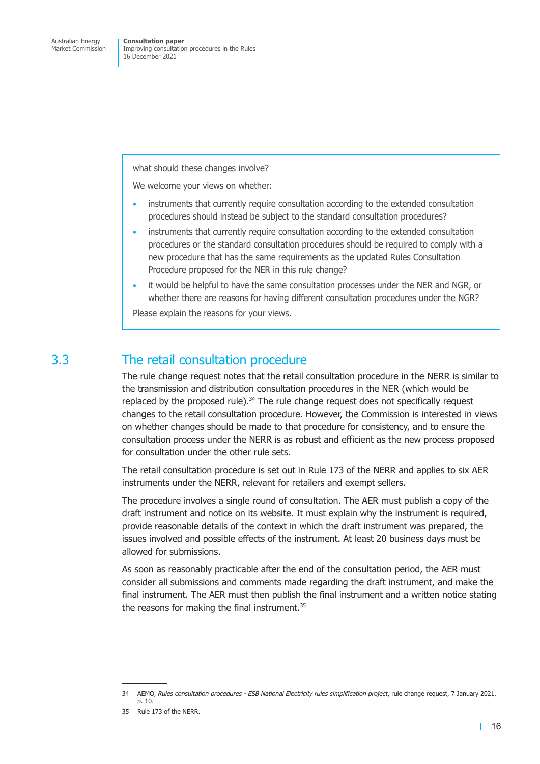what should these changes involve?

We welcome your views on whether:

- instruments that currently require consultation according to the extended consultation procedures should instead be subject to the standard consultation procedures?
- instruments that currently require consultation according to the extended consultation procedures or the standard consultation procedures should be required to comply with a new procedure that has the same requirements as the updated Rules Consultation Procedure proposed for the NER in this rule change?
- it would be helpful to have the same consultation processes under the NER and NGR, or whether there are reasons for having different consultation procedures under the NGR?

Please explain the reasons for your views.

## 3.3 The retail consultation procedure

The rule change request notes that the retail consultation procedure in the NERR is similar to the transmission and distribution consultation procedures in the NER (which would be replaced by the proposed rule).[34] The rule change request does not specifically request changes to the retail consultation procedure. However, the Commission is interested in views on whether changes should be made to that procedure for consistency, and to ensure the consultation process under the NERR is as robust and efficient as the new process proposed for consultation under the other rule sets.

The retail consultation procedure is set out in Rule 173 of the NERR and applies to six AER instruments under the NERR, relevant for retailers and exempt sellers.

The procedure involves a single round of consultation. The AER must publish a copy of the draft instrument and notice on its website. It must explain why the instrument is required, provide reasonable details of the context in which the draft instrument was prepared, the issues involved and possible effects of the instrument. At least 20 business days must be allowed for submissions.

As soon as reasonably practicable after the end of the consultation period, the AER must consider all submissions and comments made regarding the draft instrument, and make the final instrument. The AER must then publish the final instrument and a written notice stating the reasons for making the final instrument.[35]

---

34 AEMO, *Rules consultation procedures - ESB National Electricity rules simplification project*, rule change request, 7 January 2021, p. 10.

35 Rule 173 of the NERR.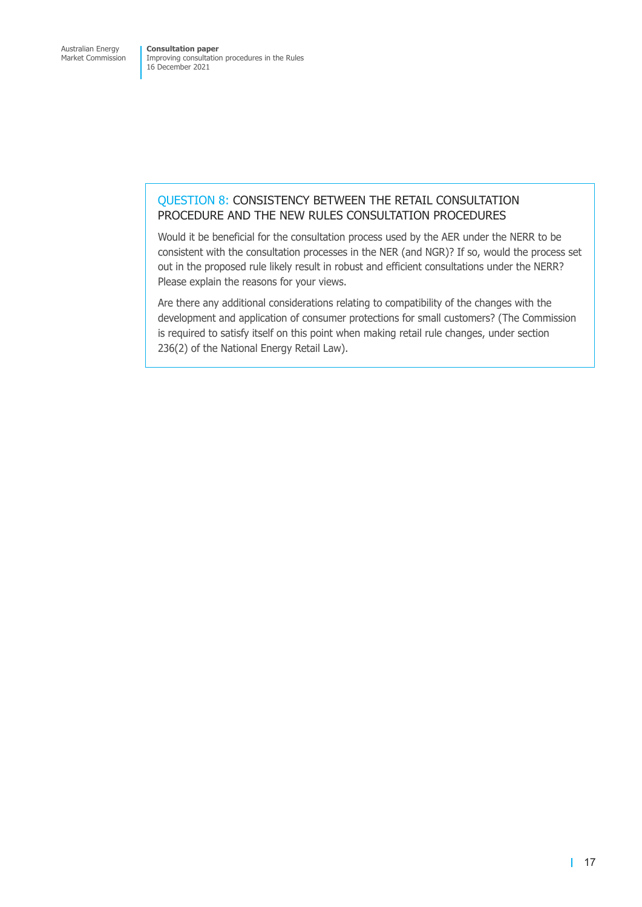**QUESTION 8: CONSISTENCY BETWEEN THE RETAIL CONSULTATION PROCEDURE AND THE NEW RULES CONSULTATION PROCEDURES**

Would it be beneficial for the consultation process used by the AER under the NERR to be consistent with the consultation processes in the NER (and NGR)? If so, would the process set out in the proposed rule likely result in robust and efficient consultations under the NERR? Please explain the reasons for your views.

Are there any additional considerations relating to compatibility of the changes with the development and application of consumer protections for small customers? (The Commission is required to satisfy itself on this point when making retail rule changes, under section 236(2) of the National Energy Retail Law).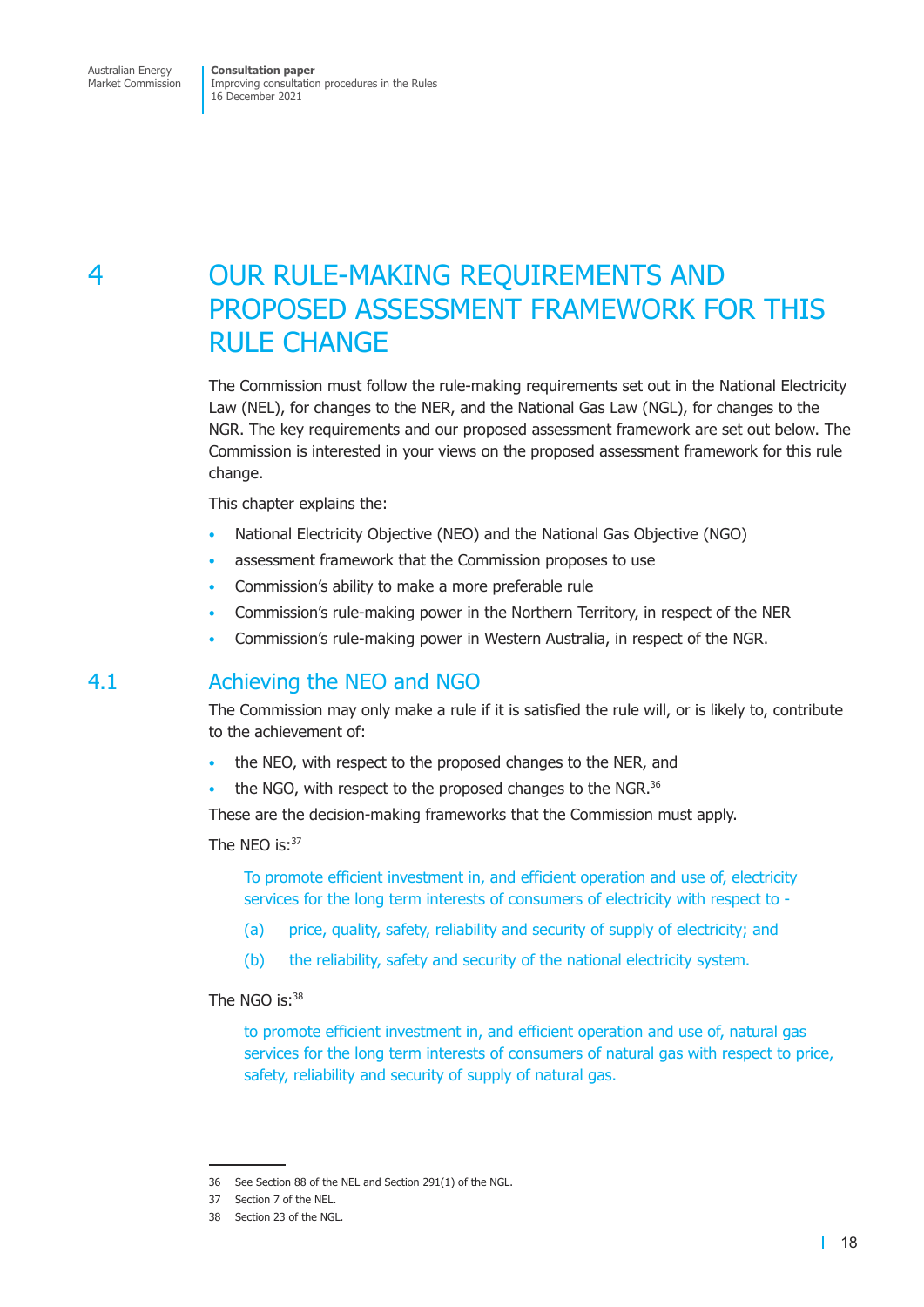# 4 OUR RULE-MAKING REQUIREMENTS AND PROPOSED ASSESSMENT FRAMEWORK FOR THIS RULE CHANGE

The Commission must follow the rule-making requirements set out in the National Electricity Law (NEL), for changes to the NER, and the National Gas Law (NGL), for changes to the NGR. The key requirements and our proposed assessment framework are set out below. The Commission is interested in your views on the proposed assessment framework for this rule change.

This chapter explains the:

- National Electricity Objective (NEO) and the National Gas Objective (NGO)
- assessment framework that the Commission proposes to use
- Commission's ability to make a more preferable rule
- Commission's rule-making power in the Northern Territory, in respect of the NER
- Commission's rule-making power in Western Australia, in respect of the NGR.

## 4.1 Achieving the NEO and NGO

The Commission may only make a rule if it is satisfied the rule will, or is likely to, contribute to the achievement of:

- the NEO, with respect to the proposed changes to the NER, and
- the NGO, with respect to the proposed changes to the NGR.[36]

These are the decision-making frameworks that the Commission must apply.

The NEO is:[37]

> To promote efficient investment in, and efficient operation and use of, electricity services for the long term interests of consumers of electricity with respect to -
>
> (a) price, quality, safety, reliability and security of supply of electricity; and
>
> (b) the reliability, safety and security of the national electricity system.

The NGO is:[38]

> to promote efficient investment in, and efficient operation and use of, natural gas services for the long term interests of consumers of natural gas with respect to price, safety, reliability and security of supply of natural gas.

---

36 See Section 88 of the NEL and Section 291(1) of the NGL.

37 Section 7 of the NEL.

38 Section 23 of the NGL.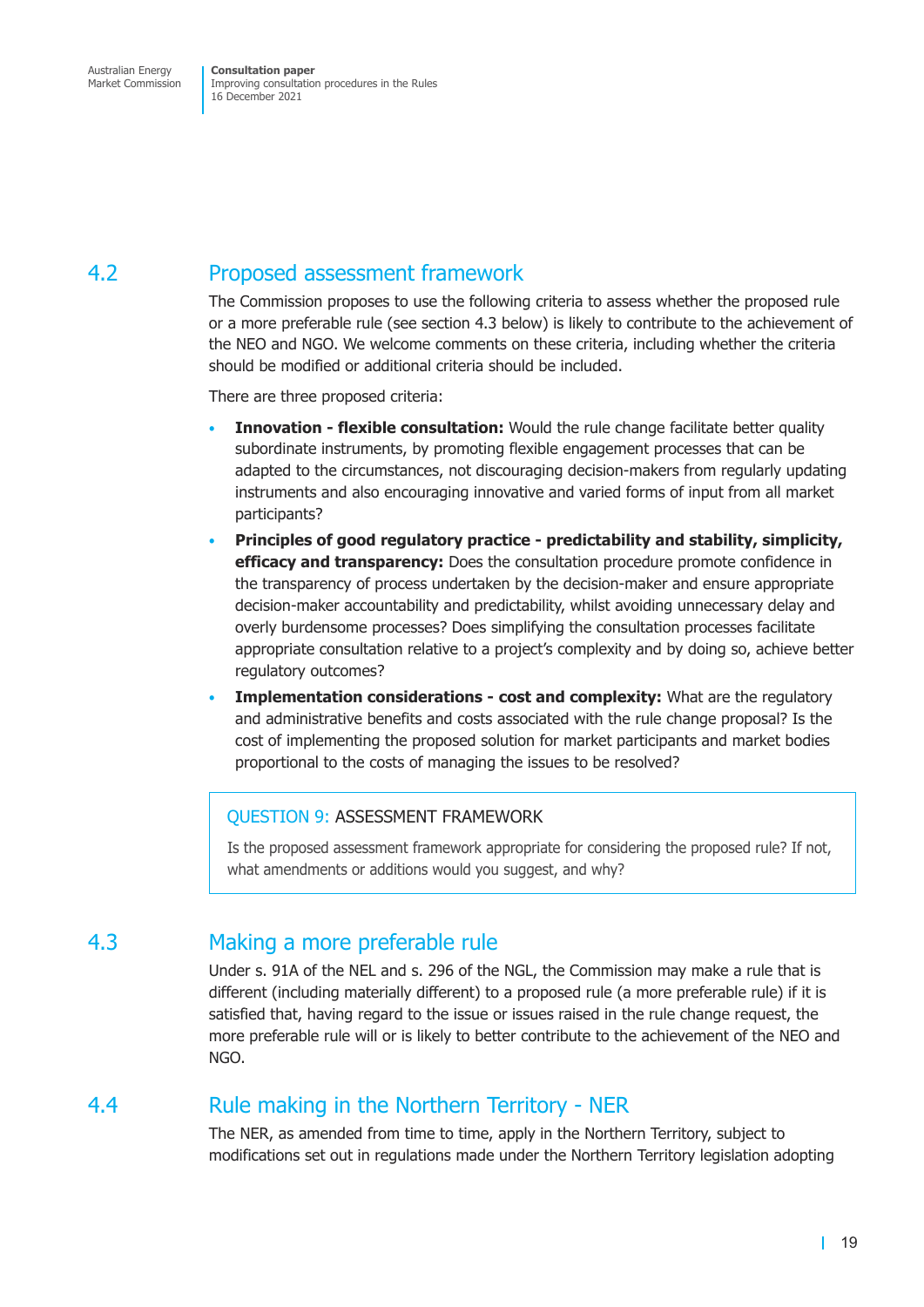## 4.2 Proposed assessment framework

The Commission proposes to use the following criteria to assess whether the proposed rule or a more preferable rule (see section 4.3 below) is likely to contribute to the achievement of the NEO and NGO. We welcome comments on these criteria, including whether the criteria should be modified or additional criteria should be included.

There are three proposed criteria:

- **Innovation - flexible consultation:** Would the rule change facilitate better quality subordinate instruments, by promoting flexible engagement processes that can be adapted to the circumstances, not discouraging decision-makers from regularly updating instruments and also encouraging innovative and varied forms of input from all market participants?
- **Principles of good regulatory practice - predictability and stability, simplicity, efficacy and transparency:** Does the consultation procedure promote confidence in the transparency of process undertaken by the decision-maker and ensure appropriate decision-maker accountability and predictability, whilst avoiding unnecessary delay and overly burdensome processes? Does simplifying the consultation processes facilitate appropriate consultation relative to a project's complexity and by doing so, achieve better regulatory outcomes?
- **Implementation considerations - cost and complexity:** What are the regulatory and administrative benefits and costs associated with the rule change proposal? Is the cost of implementing the proposed solution for market participants and market bodies proportional to the costs of managing the issues to be resolved?

> QUESTION 9: ASSESSMENT FRAMEWORK
>
> Is the proposed assessment framework appropriate for considering the proposed rule? If not, what amendments or additions would you suggest, and why?

## 4.3 Making a more preferable rule

Under s. 91A of the NEL and s. 296 of the NGL, the Commission may make a rule that is different (including materially different) to a proposed rule (a more preferable rule) if it is satisfied that, having regard to the issue or issues raised in the rule change request, the more preferable rule will or is likely to better contribute to the achievement of the NEO and NGO.

## 4.4 Rule making in the Northern Territory - NER

The NER, as amended from time to time, apply in the Northern Territory, subject to modifications set out in regulations made under the Northern Territory legislation adopting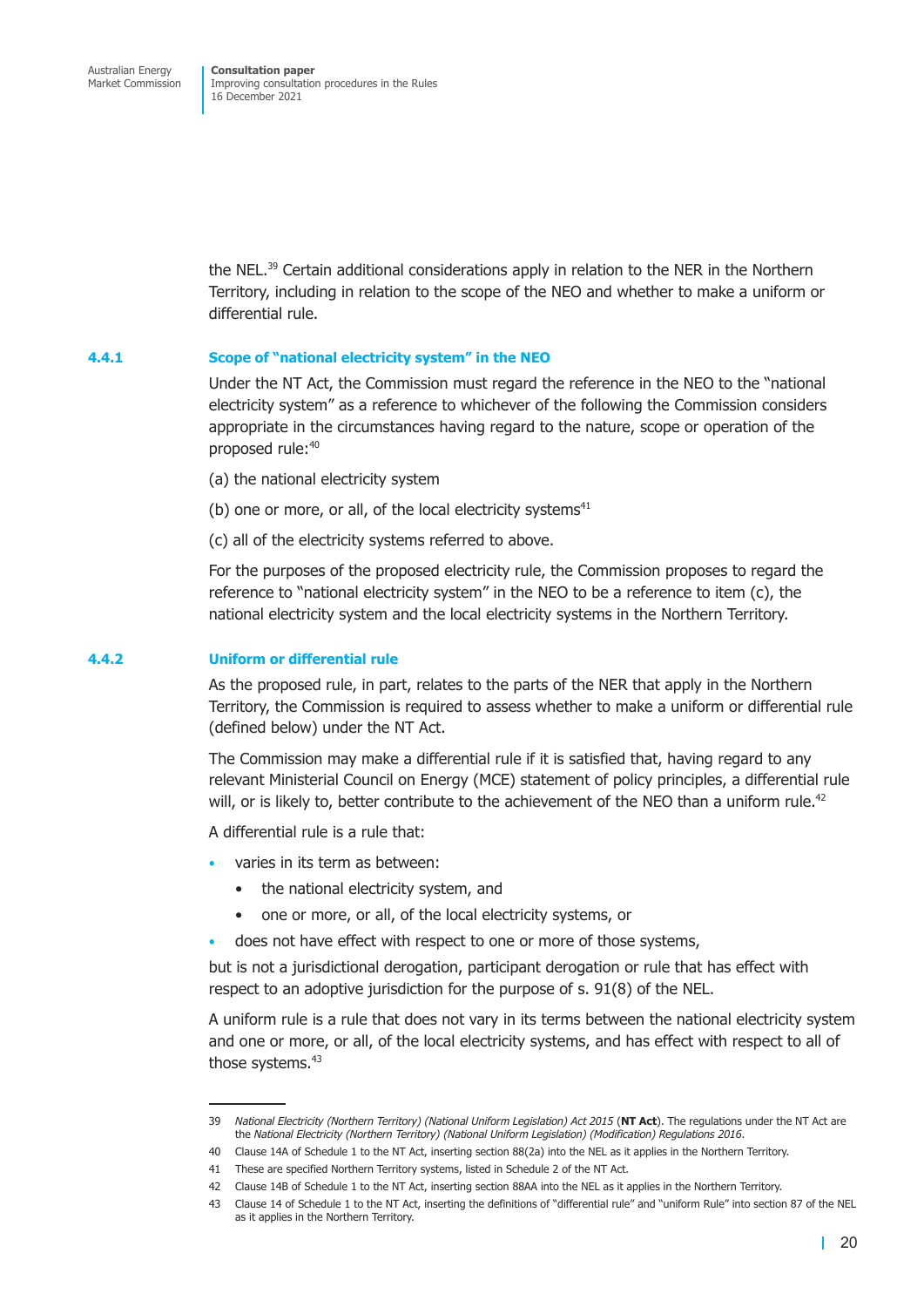the NEL.[39] Certain additional considerations apply in relation to the NER in the Northern Territory, including in relation to the scope of the NEO and whether to make a uniform or differential rule.

### 4.4.1 Scope of "national electricity system" in the NEO

Under the NT Act, the Commission must regard the reference in the NEO to the "national electricity system" as a reference to whichever of the following the Commission considers appropriate in the circumstances having regard to the nature, scope or operation of the proposed rule:[40]

(a) the national electricity system

(b) one or more, or all, of the local electricity systems[41]

(c) all of the electricity systems referred to above.

For the purposes of the proposed electricity rule, the Commission proposes to regard the reference to "national electricity system" in the NEO to be a reference to item (c), the national electricity system and the local electricity systems in the Northern Territory.

### 4.4.2 Uniform or differential rule

As the proposed rule, in part, relates to the parts of the NER that apply in the Northern Territory, the Commission is required to assess whether to make a uniform or differential rule (defined below) under the NT Act.

The Commission may make a differential rule if it is satisfied that, having regard to any relevant Ministerial Council on Energy (MCE) statement of policy principles, a differential rule will, or is likely to, better contribute to the achievement of the NEO than a uniform rule.[42]

A differential rule is a rule that:

- varies in its term as between:
  - the national electricity system, and
  - one or more, or all, of the local electricity systems, or
- does not have effect with respect to one or more of those systems,

but is not a jurisdictional derogation, participant derogation or rule that has effect with respect to an adoptive jurisdiction for the purpose of s. 91(8) of the NEL.

A uniform rule is a rule that does not vary in its terms between the national electricity system and one or more, or all, of the local electricity systems, and has effect with respect to all of those systems.[43]

---

39 *National Electricity (Northern Territory) (National Uniform Legislation) Act 2015* (**NT Act**). The regulations under the NT Act are the *National Electricity (Northern Territory) (National Uniform Legislation) (Modification) Regulations 2016*.

40 Clause 14A of Schedule 1 to the NT Act, inserting section 88(2a) into the NEL as it applies in the Northern Territory.

41 These are specified Northern Territory systems, listed in Schedule 2 of the NT Act.

42 Clause 14B of Schedule 1 to the NT Act, inserting section 88AA into the NEL as it applies in the Northern Territory.

43 Clause 14 of Schedule 1 to the NT Act, inserting the definitions of "differential rule" and "uniform Rule" into section 87 of the NEL as it applies in the Northern Territory.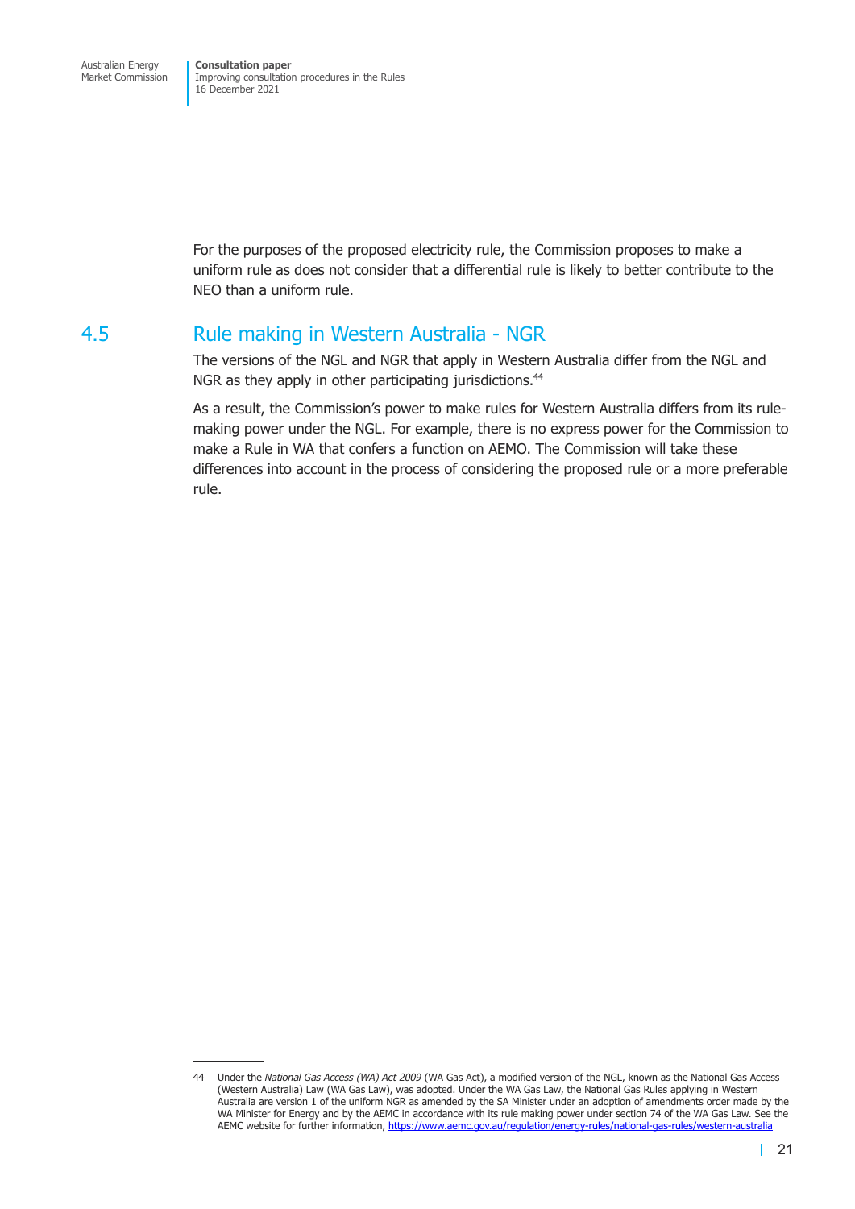For the purposes of the proposed electricity rule, the Commission proposes to make a uniform rule as does not consider that a differential rule is likely to better contribute to the NEO than a uniform rule.

## 4.5 Rule making in Western Australia - NGR

The versions of the NGL and NGR that apply in Western Australia differ from the NGL and NGR as they apply in other participating jurisdictions.[44]

As a result, the Commission's power to make rules for Western Australia differs from its rule-making power under the NGL. For example, there is no express power for the Commission to make a Rule in WA that confers a function on AEMO. The Commission will take these differences into account in the process of considering the proposed rule or a more preferable rule.

---

44 Under the *National Gas Access (WA) Act 2009* (WA Gas Act), a modified version of the NGL, known as the National Gas Access (Western Australia) Law (WA Gas Law), was adopted. Under the WA Gas Law, the National Gas Rules applying in Western Australia are version 1 of the uniform NGR as amended by the SA Minister under an adoption of amendments order made by the WA Minister for Energy and by the AEMC in accordance with its rule making power under section 74 of the WA Gas Law. See the AEMC website for further information, https://www.aemc.gov.au/regulation/energy-rules/national-gas-rules/western-australia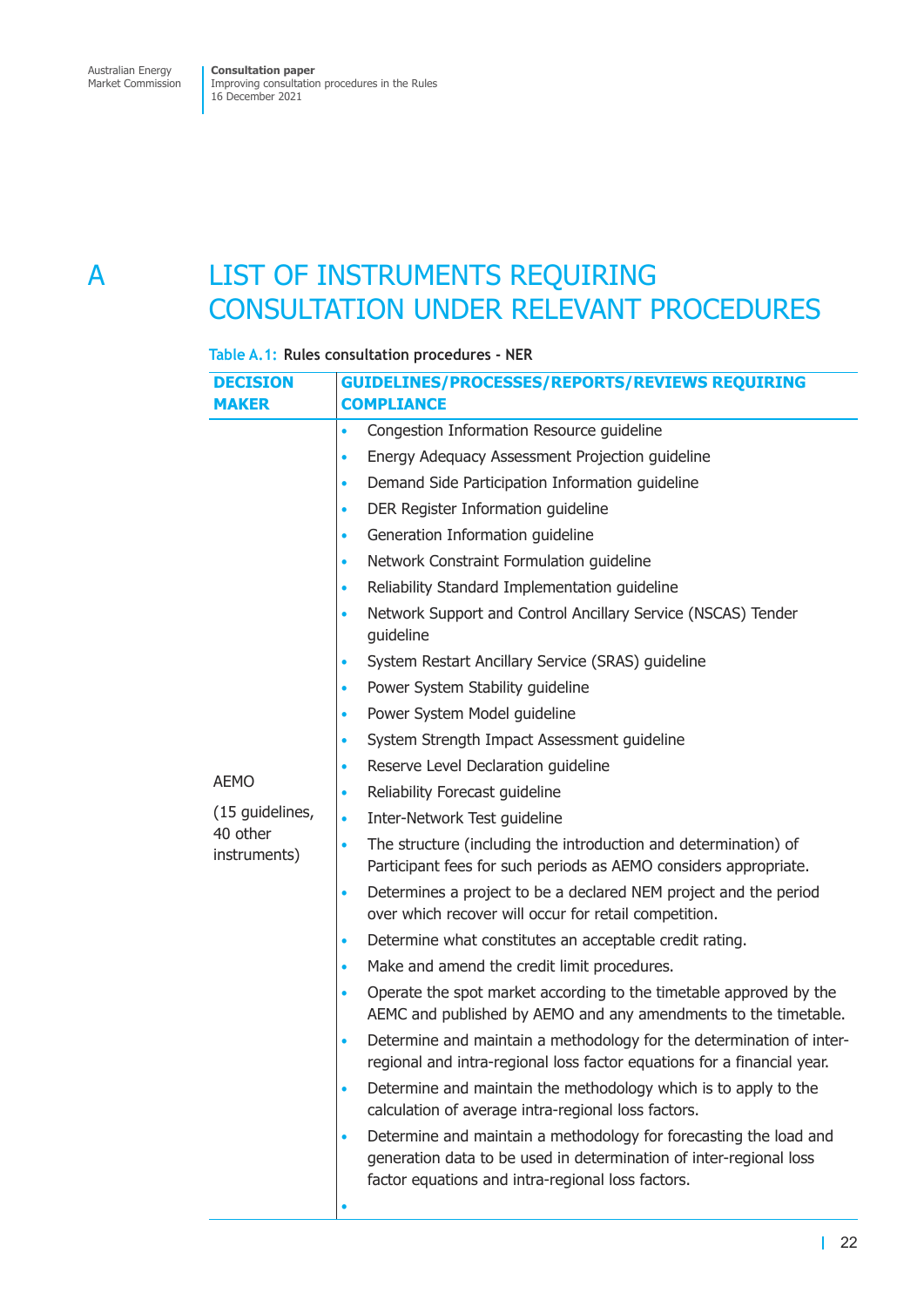# A LIST OF INSTRUMENTS REQUIRING CONSULTATION UNDER RELEVANT PROCEDURES

Table A.1: Rules consultation procedures - NER

| DECISION MAKER | GUIDELINES/PROCESSES/REPORTS/REVIEWS REQUIRING COMPLIANCE |
|---|---|
| AEMO<br><br>(15 guidelines, 40 other instruments) | • Congestion Information Resource guideline<br>• Energy Adequacy Assessment Projection guideline<br>• Demand Side Participation Information guideline<br>• DER Register Information guideline<br>• Generation Information guideline<br>• Network Constraint Formulation guideline<br>• Reliability Standard Implementation guideline<br>• Network Support and Control Ancillary Service (NSCAS) Tender guideline<br>• System Restart Ancillary Service (SRAS) guideline<br>• Power System Stability guideline<br>• Power System Model guideline<br>• System Strength Impact Assessment guideline<br>• Reserve Level Declaration guideline<br>• Reliability Forecast guideline<br>• Inter-Network Test guideline<br>• The structure (including the introduction and determination) of Participant fees for such periods as AEMO considers appropriate.<br>• Determines a project to be a declared NEM project and the period over which recover will occur for retail competition.<br>• Determine what constitutes an acceptable credit rating.<br>• Make and amend the credit limit procedures.<br>• Operate the spot market according to the timetable approved by the AEMC and published by AEMO and any amendments to the timetable.<br>• Determine and maintain a methodology for the determination of inter-regional and intra-regional loss factor equations for a financial year.<br>• Determine and maintain the methodology which is to apply to the calculation of average intra-regional loss factors.<br>• Determine and maintain a methodology for forecasting the load and generation data to be used in determination of inter-regional loss factor equations and intra-regional loss factors.<br>• |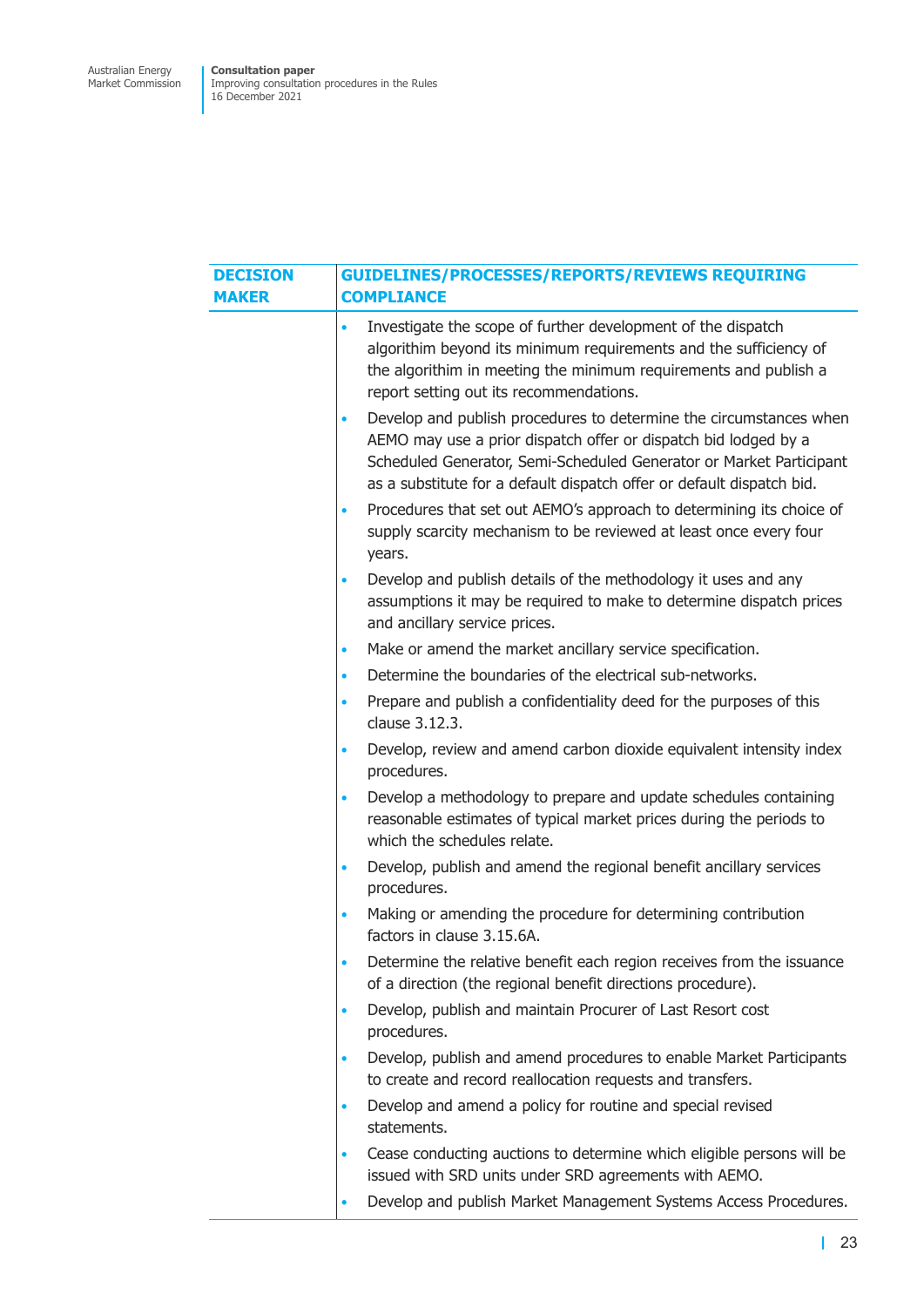| DECISION MAKER | GUIDELINES/PROCESSES/REPORTS/REVIEWS REQUIRING COMPLIANCE |
|---|---|
| | • Investigate the scope of further development of the dispatch algorithim beyond its minimum requirements and the sufficiency of the algorithim in meeting the minimum requirements and publish a report setting out its recommendations.<br>• Develop and publish procedures to determine the circumstances when AEMO may use a prior dispatch offer or dispatch bid lodged by a Scheduled Generator, Semi-Scheduled Generator or Market Participant as a substitute for a default dispatch offer or default dispatch bid.<br>• Procedures that set out AEMO's approach to determining its choice of supply scarcity mechanism to be reviewed at least once every four years.<br>• Develop and publish details of the methodology it uses and any assumptions it may be required to make to determine dispatch prices and ancillary service prices.<br>• Make or amend the market ancillary service specification.<br>• Determine the boundaries of the electrical sub-networks.<br>• Prepare and publish a confidentiality deed for the purposes of this clause 3.12.3.<br>• Develop, review and amend carbon dioxide equivalent intensity index procedures.<br>• Develop a methodology to prepare and update schedules containing reasonable estimates of typical market prices during the periods to which the schedules relate.<br>• Develop, publish and amend the regional benefit ancillary services procedures.<br>• Making or amending the procedure for determining contribution factors in clause 3.15.6A.<br>• Determine the relative benefit each region receives from the issuance of a direction (the regional benefit directions procedure).<br>• Develop, publish and maintain Procurer of Last Resort cost procedures.<br>• Develop, publish and amend procedures to enable Market Participants to create and record reallocation requests and transfers.<br>• Develop and amend a policy for routine and special revised statements.<br>• Cease conducting auctions to determine which eligible persons will be issued with SRD units under SRD agreements with AEMO.<br>• Develop and publish Market Management Systems Access Procedures. |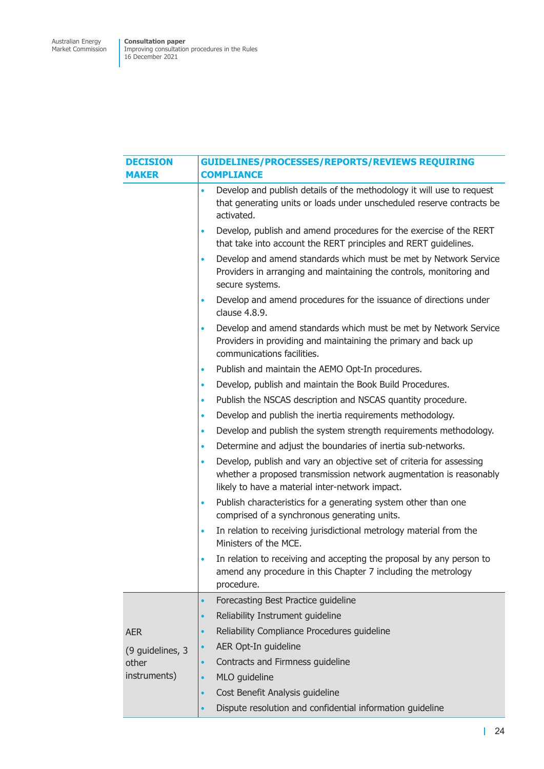| DECISION MAKER | GUIDELINES/PROCESSES/REPORTS/REVIEWS REQUIRING COMPLIANCE |
|---|---|
| | • Develop and publish details of the methodology it will use to request that generating units or loads under unscheduled reserve contracts be activated.<br>• Develop, publish and amend procedures for the exercise of the RERT that take into account the RERT principles and RERT guidelines.<br>• Develop and amend standards which must be met by Network Service Providers in arranging and maintaining the controls, monitoring and secure systems.<br>• Develop and amend procedures for the issuance of directions under clause 4.8.9.<br>• Develop and amend standards which must be met by Network Service Providers in providing and maintaining the primary and back up communications facilities.<br>• Publish and maintain the AEMO Opt-In procedures.<br>• Develop, publish and maintain the Book Build Procedures.<br>• Publish the NSCAS description and NSCAS quantity procedure.<br>• Develop and publish the inertia requirements methodology.<br>• Develop and publish the system strength requirements methodology.<br>• Determine and adjust the boundaries of inertia sub-networks.<br>• Develop, publish and vary an objective set of criteria for assessing whether a proposed transmission network augmentation is reasonably likely to have a material inter-network impact.<br>• Publish characteristics for a generating system other than one comprised of a synchronous generating units.<br>• In relation to receiving jurisdictional metrology material from the Ministers of the MCE.<br>• In relation to receiving and accepting the proposal by any person to amend any procedure in this Chapter 7 including the metrology procedure. |
| AER<br><br>(9 guidelines, 3 other instruments) | • Forecasting Best Practice guideline<br>• Reliability Instrument guideline<br>• Reliability Compliance Procedures guideline<br>• AER Opt-In guideline<br>• Contracts and Firmness guideline<br>• MLO guideline<br>• Cost Benefit Analysis guideline<br>• Dispute resolution and confidential information guideline |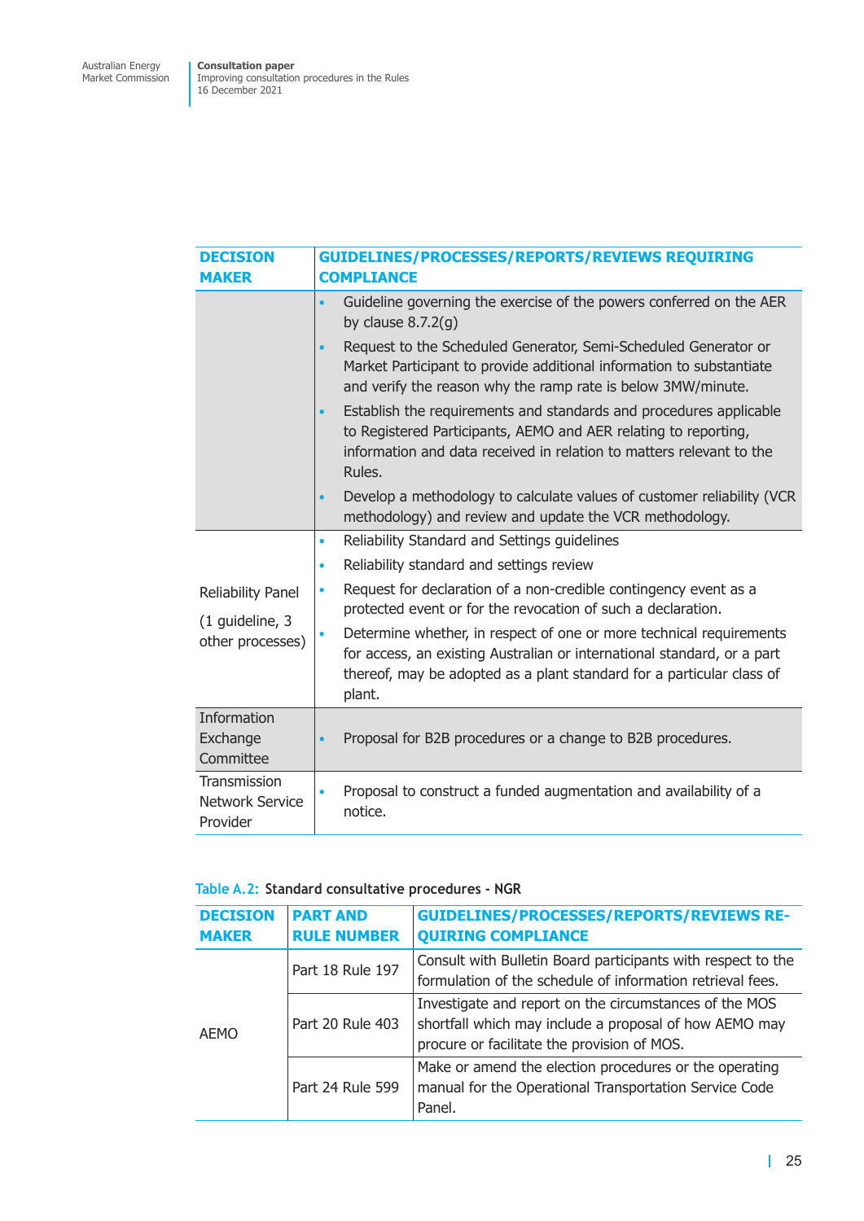| DECISION MAKER | GUIDELINES/PROCESSES/REPORTS/REVIEWS REQUIRING COMPLIANCE |
|---|---|
| | • Guideline governing the exercise of the powers conferred on the AER by clause 8.7.2(g)<br>• Request to the Scheduled Generator, Semi-Scheduled Generator or Market Participant to provide additional information to substantiate and verify the reason why the ramp rate is below 3MW/minute.<br>• Establish the requirements and standards and procedures applicable to Registered Participants, AEMO and AER relating to reporting, information and data received in relation to matters relevant to the Rules.<br>• Develop a methodology to calculate values of customer reliability (VCR methodology) and review and update the VCR methodology. |
| Reliability Panel (1 guideline, 3 other processes) | • Reliability Standard and Settings guidelines<br>• Reliability standard and settings review<br>• Request for declaration of a non-credible contingency event as a protected event or for the revocation of such a declaration.<br>• Determine whether, in respect of one or more technical requirements for access, an existing Australian or international standard, or a part thereof, may be adopted as a plant standard for a particular class of plant. |
| Information Exchange Committee | • Proposal for B2B procedures or a change to B2B procedures. |
| Transmission Network Service Provider | • Proposal to construct a funded augmentation and availability of a notice. |

Table A.2: **Standard consultative procedures - NGR**

| DECISION MAKER | PART AND RULE NUMBER | GUIDELINES/PROCESSES/REPORTS/REVIEWS REQUIRING COMPLIANCE |
|---|---|---|
| AEMO | Part 18 Rule 197 | Consult with Bulletin Board participants with respect to the formulation of the schedule of information retrieval fees. |
| | Part 20 Rule 403 | Investigate and report on the circumstances of the MOS shortfall which may include a proposal of how AEMO may procure or facilitate the provision of MOS. |
| | Part 24 Rule 599 | Make or amend the election procedures or the operating manual for the Operational Transportation Service Code Panel. |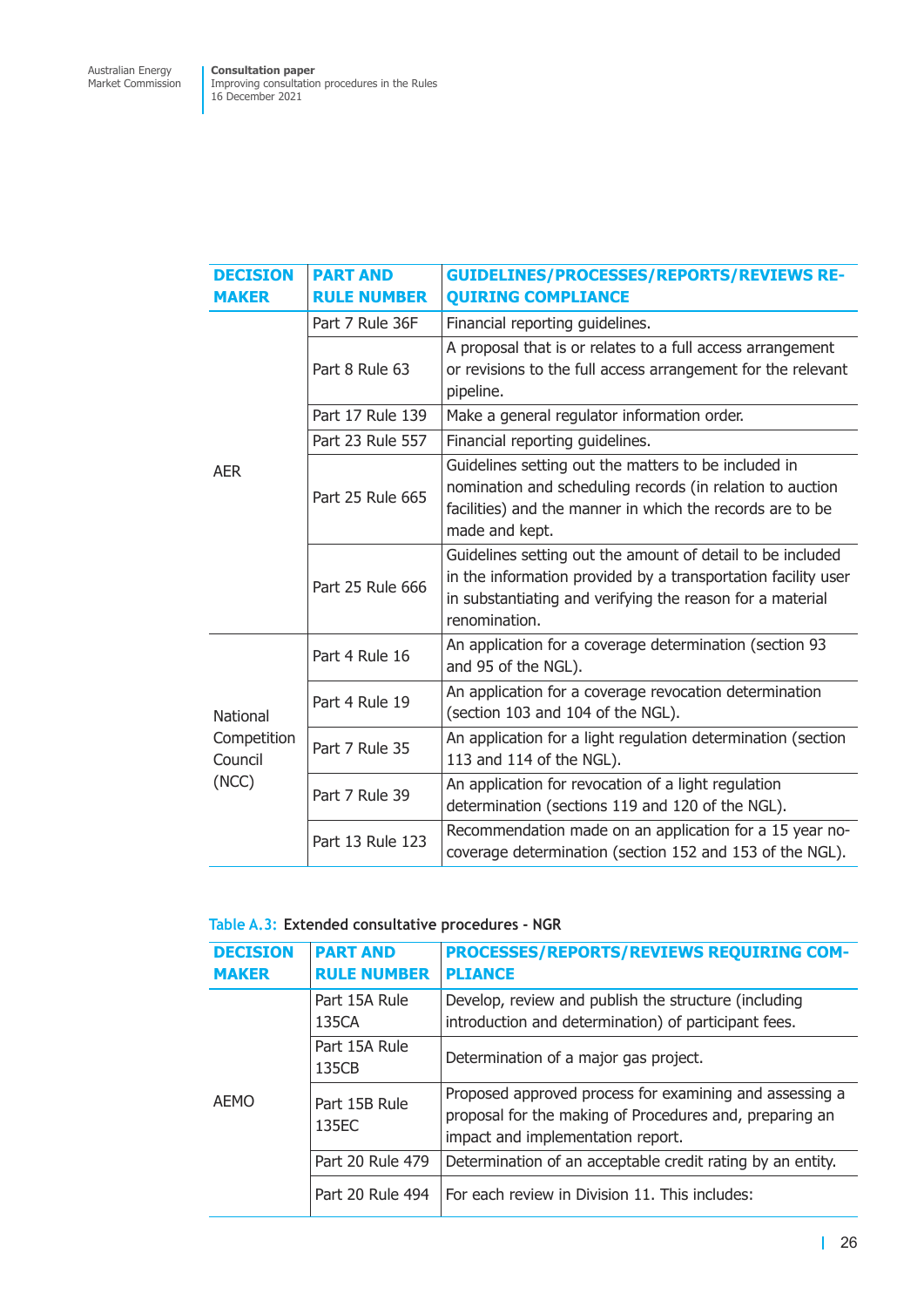| DECISION MAKER | PART AND RULE NUMBER | GUIDELINES/PROCESSES/REPORTS/REVIEWS REQUIRING COMPLIANCE |
|---|---|---|
| AER | Part 7 Rule 36F | Financial reporting guidelines. |
| | Part 8 Rule 63 | A proposal that is or relates to a full access arrangement or revisions to the full access arrangement for the relevant pipeline. |
| | Part 17 Rule 139 | Make a general regulator information order. |
| | Part 23 Rule 557 | Financial reporting guidelines. |
| | Part 25 Rule 665 | Guidelines setting out the matters to be included in nomination and scheduling records (in relation to auction facilities) and the manner in which the records are to be made and kept. |
| | Part 25 Rule 666 | Guidelines setting out the amount of detail to be included in the information provided by a transportation facility user in substantiating and verifying the reason for a material renomination. |
| National Competition Council (NCC) | Part 4 Rule 16 | An application for a coverage determination (section 93 and 95 of the NGL). |
| | Part 4 Rule 19 | An application for a coverage revocation determination (section 103 and 104 of the NGL). |
| | Part 7 Rule 35 | An application for a light regulation determination (section 113 and 114 of the NGL). |
| | Part 7 Rule 39 | An application for revocation of a light regulation determination (sections 119 and 120 of the NGL). |
| | Part 13 Rule 123 | Recommendation made on an application for a 15 year no-coverage determination (section 152 and 153 of the NGL). |

Table A.3: Extended consultative procedures - NGR

| DECISION MAKER | PART AND RULE NUMBER | PROCESSES/REPORTS/REVIEWS REQUIRING COMPLIANCE |
|---|---|---|
| AEMO | Part 15A Rule 135CA | Develop, review and publish the structure (including introduction and determination) of participant fees. |
| | Part 15A Rule 135CB | Determination of a major gas project. |
| | Part 15B Rule 135EC | Proposed approved process for examining and assessing a proposal for the making of Procedures and, preparing an impact and implementation report. |
| | Part 20 Rule 479 | Determination of an acceptable credit rating by an entity. |
| | Part 20 Rule 494 | For each review in Division 11. This includes: |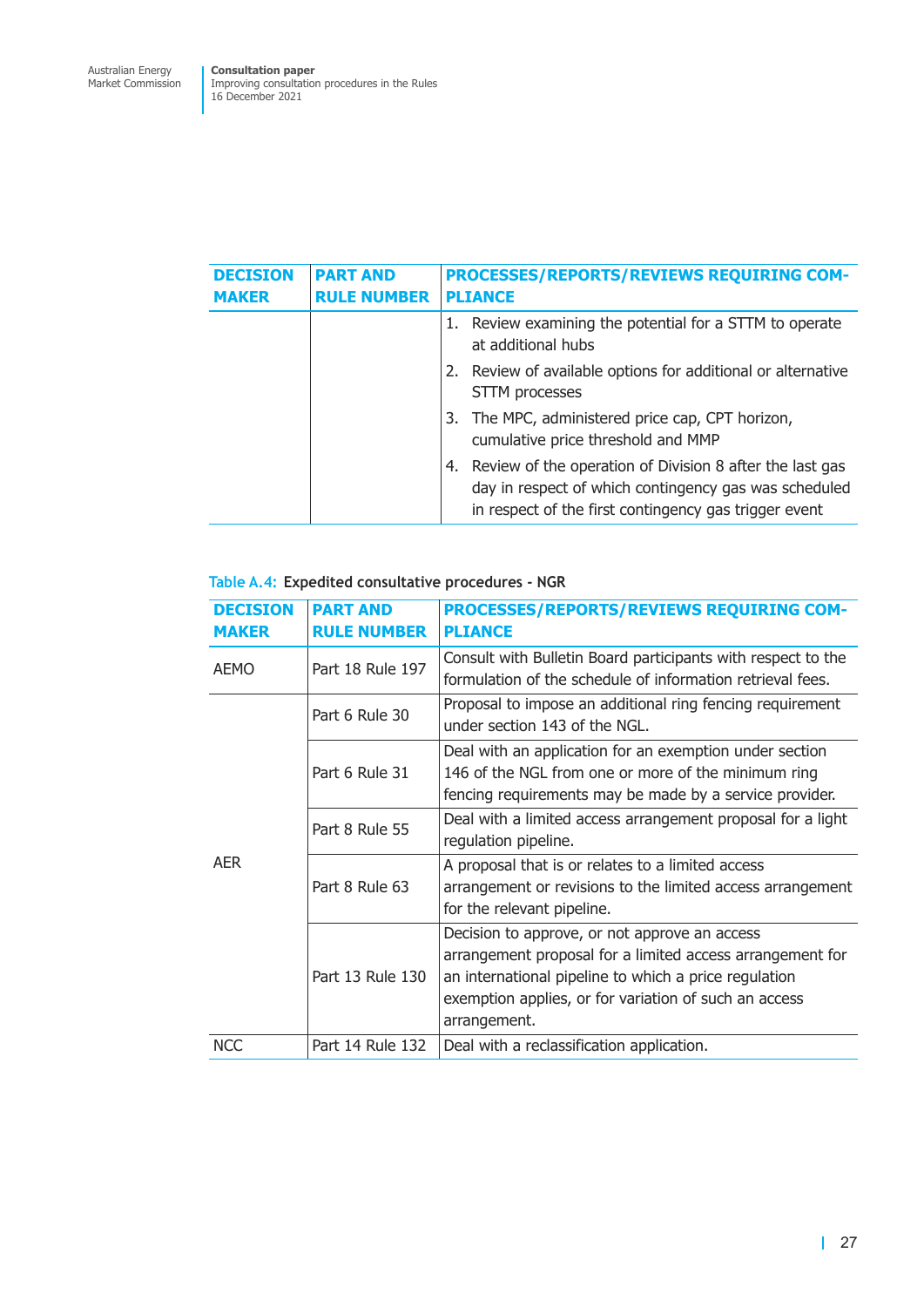| DECISION MAKER | PART AND RULE NUMBER | PROCESSES/REPORTS/REVIEWS REQUIRING COMPLIANCE |
|---|---|---|
| | | 1. Review examining the potential for a STTM to operate at additional hubs<br>2. Review of available options for additional or alternative STTM processes<br>3. The MPC, administered price cap, CPT horizon, cumulative price threshold and MMP<br>4. Review of the operation of Division 8 after the last gas day in respect of which contingency gas was scheduled in respect of the first contingency gas trigger event |

Table A.4: **Expedited consultative procedures - NGR**

| DECISION MAKER | PART AND RULE NUMBER | PROCESSES/REPORTS/REVIEWS REQUIRING COMPLIANCE |
|---|---|---|
| AEMO | Part 18 Rule 197 | Consult with Bulletin Board participants with respect to the formulation of the schedule of information retrieval fees. |
| AER | Part 6 Rule 30 | Proposal to impose an additional ring fencing requirement under section 143 of the NGL. |
| | Part 6 Rule 31 | Deal with an application for an exemption under section 146 of the NGL from one or more of the minimum ring fencing requirements may be made by a service provider. |
| | Part 8 Rule 55 | Deal with a limited access arrangement proposal for a light regulation pipeline. |
| | Part 8 Rule 63 | A proposal that is or relates to a limited access arrangement or revisions to the limited access arrangement for the relevant pipeline. |
| | Part 13 Rule 130 | Decision to approve, or not approve an access arrangement proposal for a limited access arrangement for an international pipeline to which a price regulation exemption applies, or for variation of such an access arrangement. |
| NCC | Part 14 Rule 132 | Deal with a reclassification application. |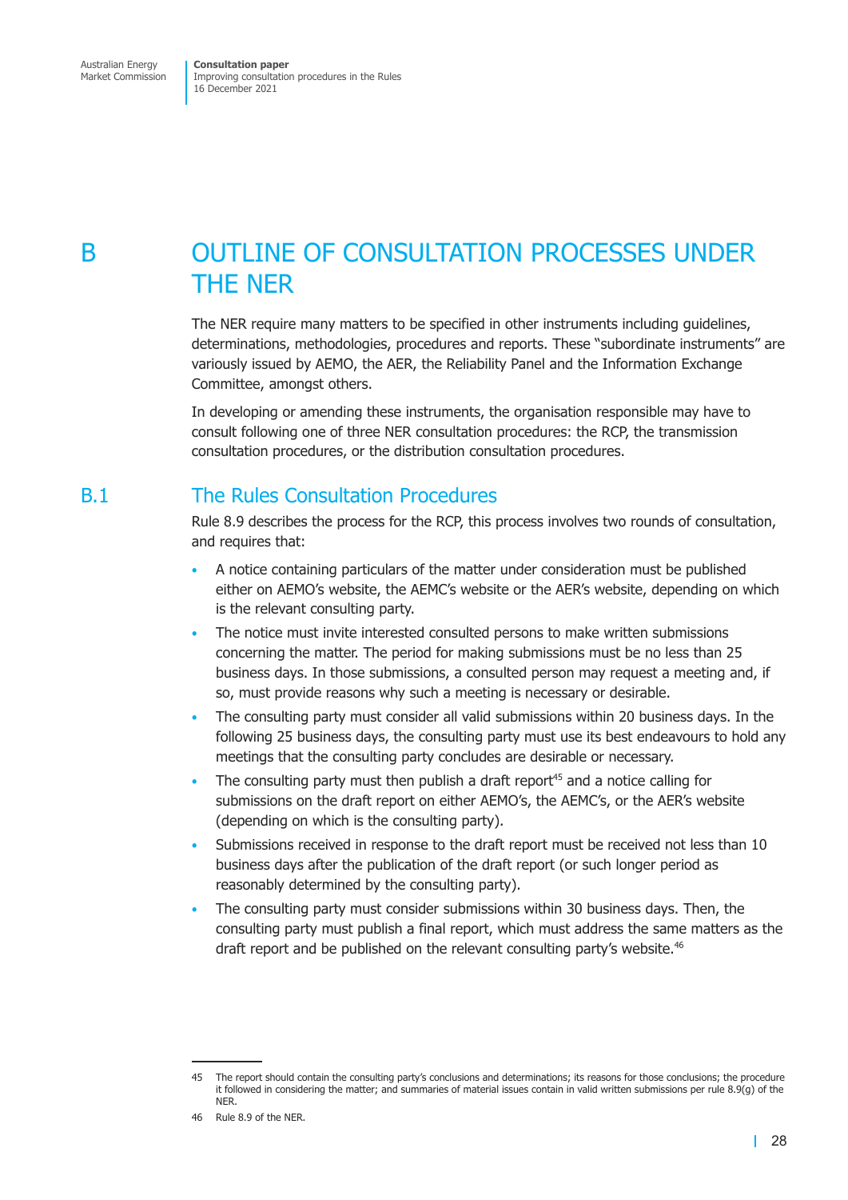# B OUTLINE OF CONSULTATION PROCESSES UNDER THE NER

The NER require many matters to be specified in other instruments including guidelines, determinations, methodologies, procedures and reports. These "subordinate instruments" are variously issued by AEMO, the AER, the Reliability Panel and the Information Exchange Committee, amongst others.

In developing or amending these instruments, the organisation responsible may have to consult following one of three NER consultation procedures: the RCP, the transmission consultation procedures, or the distribution consultation procedures.

## B.1 The Rules Consultation Procedures

Rule 8.9 describes the process for the RCP, this process involves two rounds of consultation, and requires that:

- A notice containing particulars of the matter under consideration must be published either on AEMO's website, the AEMC's website or the AER's website, depending on which is the relevant consulting party.
- The notice must invite interested consulted persons to make written submissions concerning the matter. The period for making submissions must be no less than 25 business days. In those submissions, a consulted person may request a meeting and, if so, must provide reasons why such a meeting is necessary or desirable.
- The consulting party must consider all valid submissions within 20 business days. In the following 25 business days, the consulting party must use its best endeavours to hold any meetings that the consulting party concludes are desirable or necessary.
- The consulting party must then publish a draft report[45] and a notice calling for submissions on the draft report on either AEMO's, the AEMC's, or the AER's website (depending on which is the consulting party).
- Submissions received in response to the draft report must be received not less than 10 business days after the publication of the draft report (or such longer period as reasonably determined by the consulting party).
- The consulting party must consider submissions within 30 business days. Then, the consulting party must publish a final report, which must address the same matters as the draft report and be published on the relevant consulting party's website.[46]

---

45 The report should contain the consulting party's conclusions and determinations; its reasons for those conclusions; the procedure it followed in considering the matter; and summaries of material issues contain in valid written submissions per rule 8.9(g) of the NER.

46 Rule 8.9 of the NER.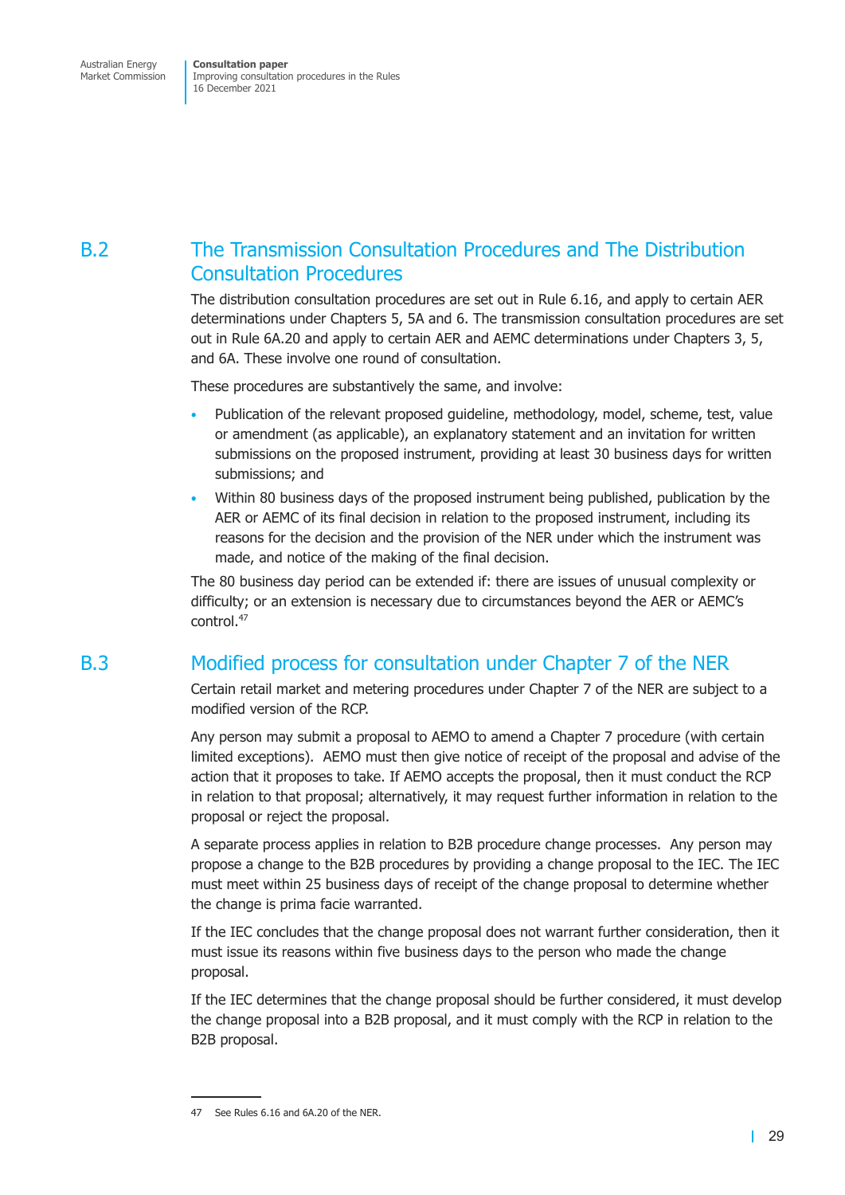## B.2 The Transmission Consultation Procedures and The Distribution Consultation Procedures

The distribution consultation procedures are set out in Rule 6.16, and apply to certain AER determinations under Chapters 5, 5A and 6. The transmission consultation procedures are set out in Rule 6A.20 and apply to certain AER and AEMC determinations under Chapters 3, 5, and 6A. These involve one round of consultation.

These procedures are substantively the same, and involve:

- Publication of the relevant proposed guideline, methodology, model, scheme, test, value or amendment (as applicable), an explanatory statement and an invitation for written submissions on the proposed instrument, providing at least 30 business days for written submissions; and
- Within 80 business days of the proposed instrument being published, publication by the AER or AEMC of its final decision in relation to the proposed instrument, including its reasons for the decision and the provision of the NER under which the instrument was made, and notice of the making of the final decision.

The 80 business day period can be extended if: there are issues of unusual complexity or difficulty; or an extension is necessary due to circumstances beyond the AER or AEMC's control.[47]

## B.3 Modified process for consultation under Chapter 7 of the NER

Certain retail market and metering procedures under Chapter 7 of the NER are subject to a modified version of the RCP.

Any person may submit a proposal to AEMO to amend a Chapter 7 procedure (with certain limited exceptions). AEMO must then give notice of receipt of the proposal and advise of the action that it proposes to take. If AEMO accepts the proposal, then it must conduct the RCP in relation to that proposal; alternatively, it may request further information in relation to the proposal or reject the proposal.

A separate process applies in relation to B2B procedure change processes. Any person may propose a change to the B2B procedures by providing a change proposal to the IEC. The IEC must meet within 25 business days of receipt of the change proposal to determine whether the change is prima facie warranted.

If the IEC concludes that the change proposal does not warrant further consideration, then it must issue its reasons within five business days to the person who made the change proposal.

If the IEC determines that the change proposal should be further considered, it must develop the change proposal into a B2B proposal, and it must comply with the RCP in relation to the B2B proposal.

---

47 See Rules 6.16 and 6A.20 of the NER.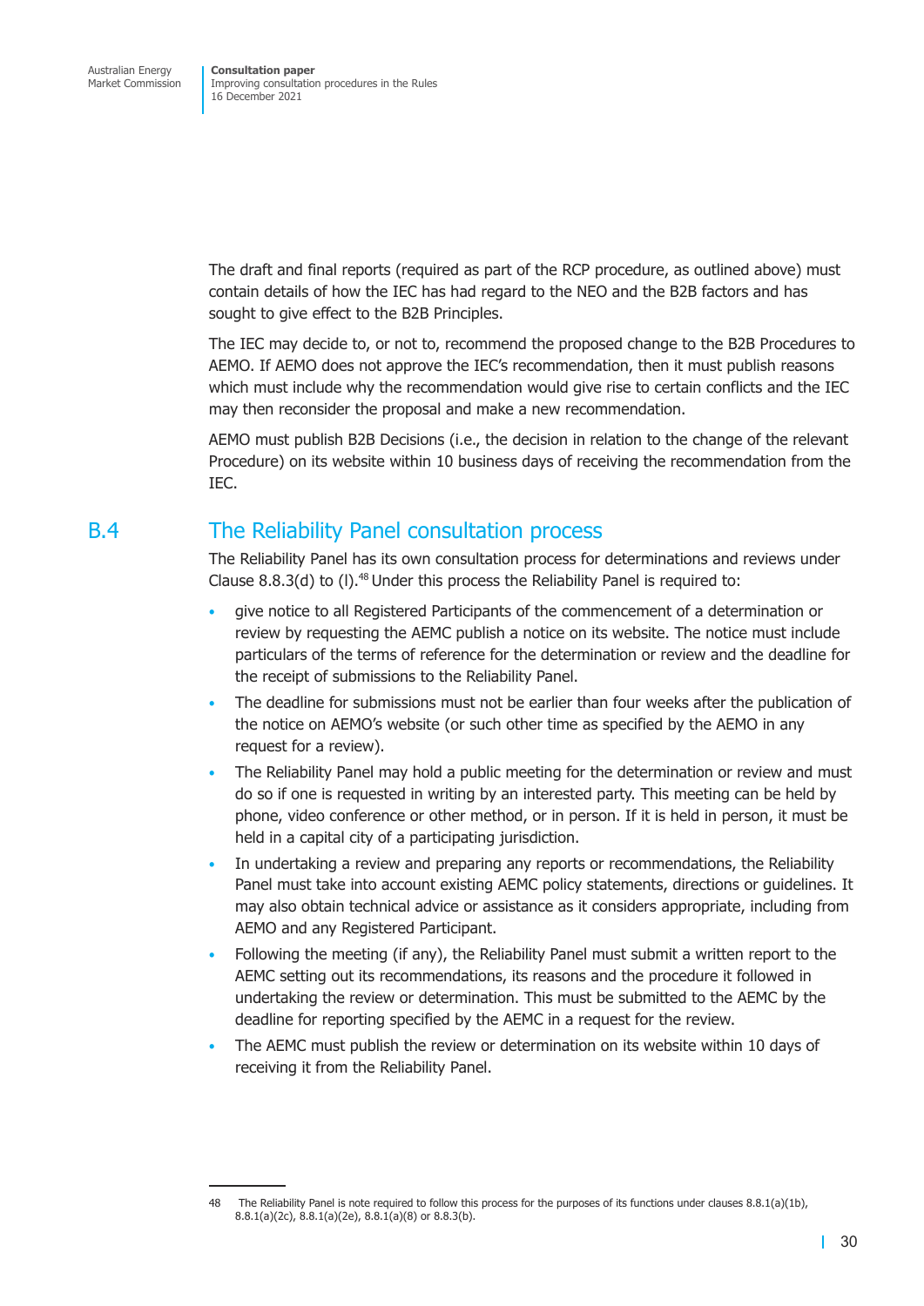The draft and final reports (required as part of the RCP procedure, as outlined above) must contain details of how the IEC has had regard to the NEO and the B2B factors and has sought to give effect to the B2B Principles.

The IEC may decide to, or not to, recommend the proposed change to the B2B Procedures to AEMO. If AEMO does not approve the IEC's recommendation, then it must publish reasons which must include why the recommendation would give rise to certain conflicts and the IEC may then reconsider the proposal and make a new recommendation.

AEMO must publish B2B Decisions (i.e., the decision in relation to the change of the relevant Procedure) on its website within 10 business days of receiving the recommendation from the IEC.

## B.4 The Reliability Panel consultation process

The Reliability Panel has its own consultation process for determinations and reviews under Clause 8.8.3(d) to (l).[48] Under this process the Reliability Panel is required to:

- give notice to all Registered Participants of the commencement of a determination or review by requesting the AEMC publish a notice on its website. The notice must include particulars of the terms of reference for the determination or review and the deadline for the receipt of submissions to the Reliability Panel.
- The deadline for submissions must not be earlier than four weeks after the publication of the notice on AEMO's website (or such other time as specified by the AEMO in any request for a review).
- The Reliability Panel may hold a public meeting for the determination or review and must do so if one is requested in writing by an interested party. This meeting can be held by phone, video conference or other method, or in person. If it is held in person, it must be held in a capital city of a participating jurisdiction.
- In undertaking a review and preparing any reports or recommendations, the Reliability Panel must take into account existing AEMC policy statements, directions or guidelines. It may also obtain technical advice or assistance as it considers appropriate, including from AEMO and any Registered Participant.
- Following the meeting (if any), the Reliability Panel must submit a written report to the AEMC setting out its recommendations, its reasons and the procedure it followed in undertaking the review or determination. This must be submitted to the AEMC by the deadline for reporting specified by the AEMC in a request for the review.
- The AEMC must publish the review or determination on its website within 10 days of receiving it from the Reliability Panel.

---

48 The Reliability Panel is note required to follow this process for the purposes of its functions under clauses 8.8.1(a)(1b), 8.8.1(a)(2c), 8.8.1(a)(2e), 8.8.1(a)(8) or 8.8.3(b).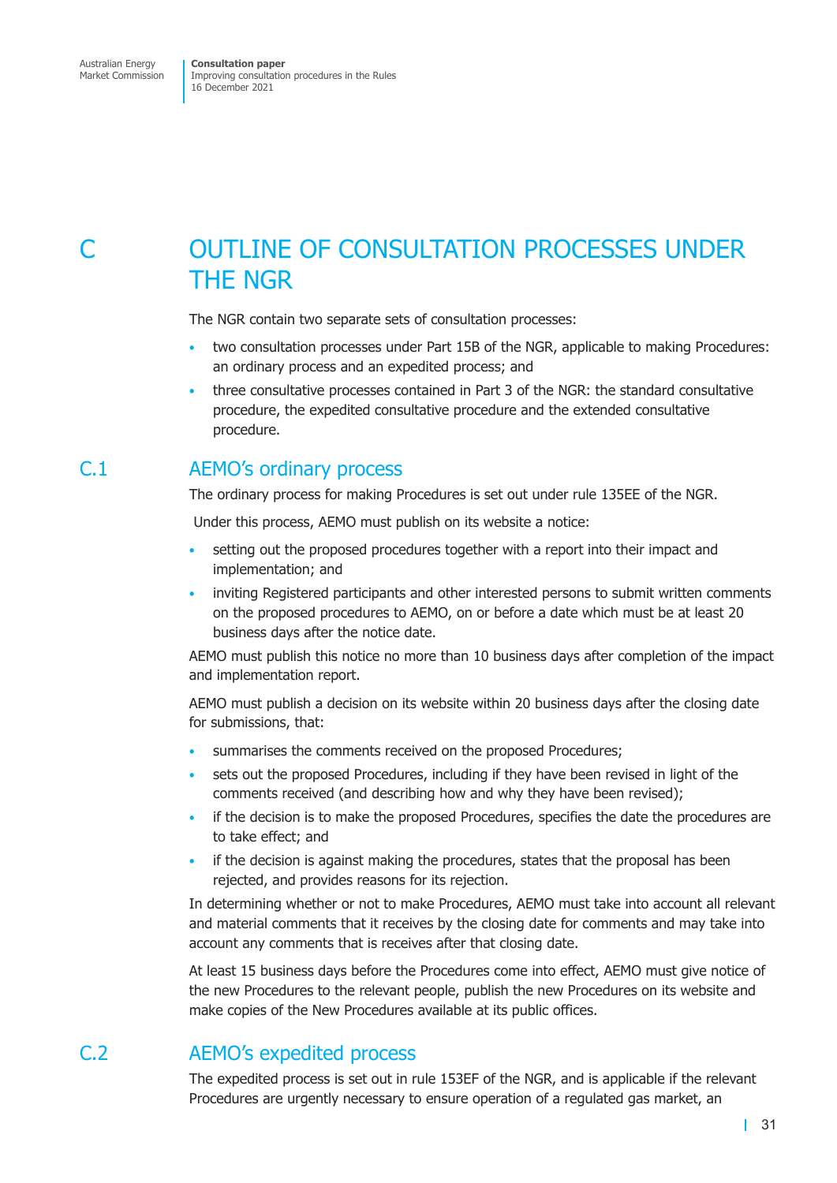# C OUTLINE OF CONSULTATION PROCESSES UNDER THE NGR

The NGR contain two separate sets of consultation processes:

- two consultation processes under Part 15B of the NGR, applicable to making Procedures: an ordinary process and an expedited process; and
- three consultative processes contained in Part 3 of the NGR: the standard consultative procedure, the expedited consultative procedure and the extended consultative procedure.

## C.1 AEMO's ordinary process

The ordinary process for making Procedures is set out under rule 135EE of the NGR.

Under this process, AEMO must publish on its website a notice:

- setting out the proposed procedures together with a report into their impact and implementation; and
- inviting Registered participants and other interested persons to submit written comments on the proposed procedures to AEMO, on or before a date which must be at least 20 business days after the notice date.

AEMO must publish this notice no more than 10 business days after completion of the impact and implementation report.

AEMO must publish a decision on its website within 20 business days after the closing date for submissions, that:

- summarises the comments received on the proposed Procedures;
- sets out the proposed Procedures, including if they have been revised in light of the comments received (and describing how and why they have been revised);
- if the decision is to make the proposed Procedures, specifies the date the procedures are to take effect; and
- if the decision is against making the procedures, states that the proposal has been rejected, and provides reasons for its rejection.

In determining whether or not to make Procedures, AEMO must take into account all relevant and material comments that it receives by the closing date for comments and may take into account any comments that is receives after that closing date.

At least 15 business days before the Procedures come into effect, AEMO must give notice of the new Procedures to the relevant people, publish the new Procedures on its website and make copies of the New Procedures available at its public offices.

## C.2 AEMO's expedited process

The expedited process is set out in rule 153EF of the NGR, and is applicable if the relevant Procedures are urgently necessary to ensure operation of a regulated gas market, an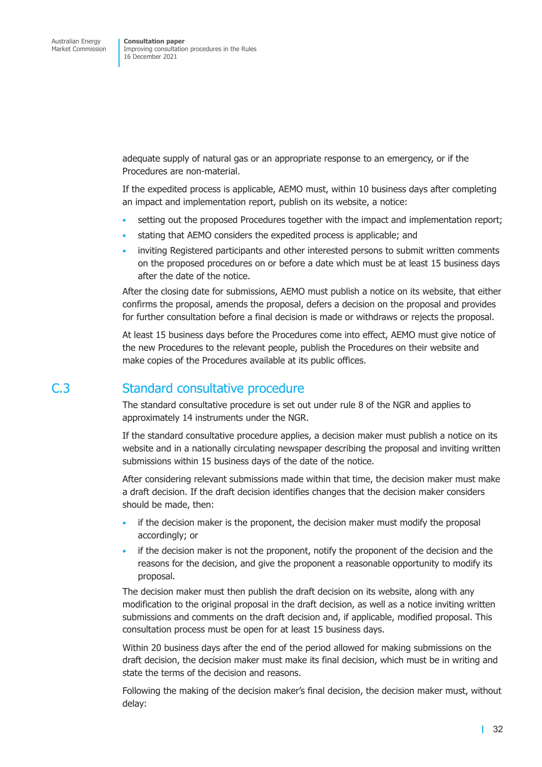adequate supply of natural gas or an appropriate response to an emergency, or if the Procedures are non-material.

If the expedited process is applicable, AEMO must, within 10 business days after completing an impact and implementation report, publish on its website, a notice:

- setting out the proposed Procedures together with the impact and implementation report;
- stating that AEMO considers the expedited process is applicable; and
- inviting Registered participants and other interested persons to submit written comments on the proposed procedures on or before a date which must be at least 15 business days after the date of the notice.

After the closing date for submissions, AEMO must publish a notice on its website, that either confirms the proposal, amends the proposal, defers a decision on the proposal and provides for further consultation before a final decision is made or withdraws or rejects the proposal.

At least 15 business days before the Procedures come into effect, AEMO must give notice of the new Procedures to the relevant people, publish the Procedures on their website and make copies of the Procedures available at its public offices.

## C.3 Standard consultative procedure

The standard consultative procedure is set out under rule 8 of the NGR and applies to approximately 14 instruments under the NGR.

If the standard consultative procedure applies, a decision maker must publish a notice on its website and in a nationally circulating newspaper describing the proposal and inviting written submissions within 15 business days of the date of the notice.

After considering relevant submissions made within that time, the decision maker must make a draft decision. If the draft decision identifies changes that the decision maker considers should be made, then:

- if the decision maker is the proponent, the decision maker must modify the proposal accordingly; or
- if the decision maker is not the proponent, notify the proponent of the decision and the reasons for the decision, and give the proponent a reasonable opportunity to modify its proposal.

The decision maker must then publish the draft decision on its website, along with any modification to the original proposal in the draft decision, as well as a notice inviting written submissions and comments on the draft decision and, if applicable, modified proposal. This consultation process must be open for at least 15 business days.

Within 20 business days after the end of the period allowed for making submissions on the draft decision, the decision maker must make its final decision, which must be in writing and state the terms of the decision and reasons.

Following the making of the decision maker's final decision, the decision maker must, without delay: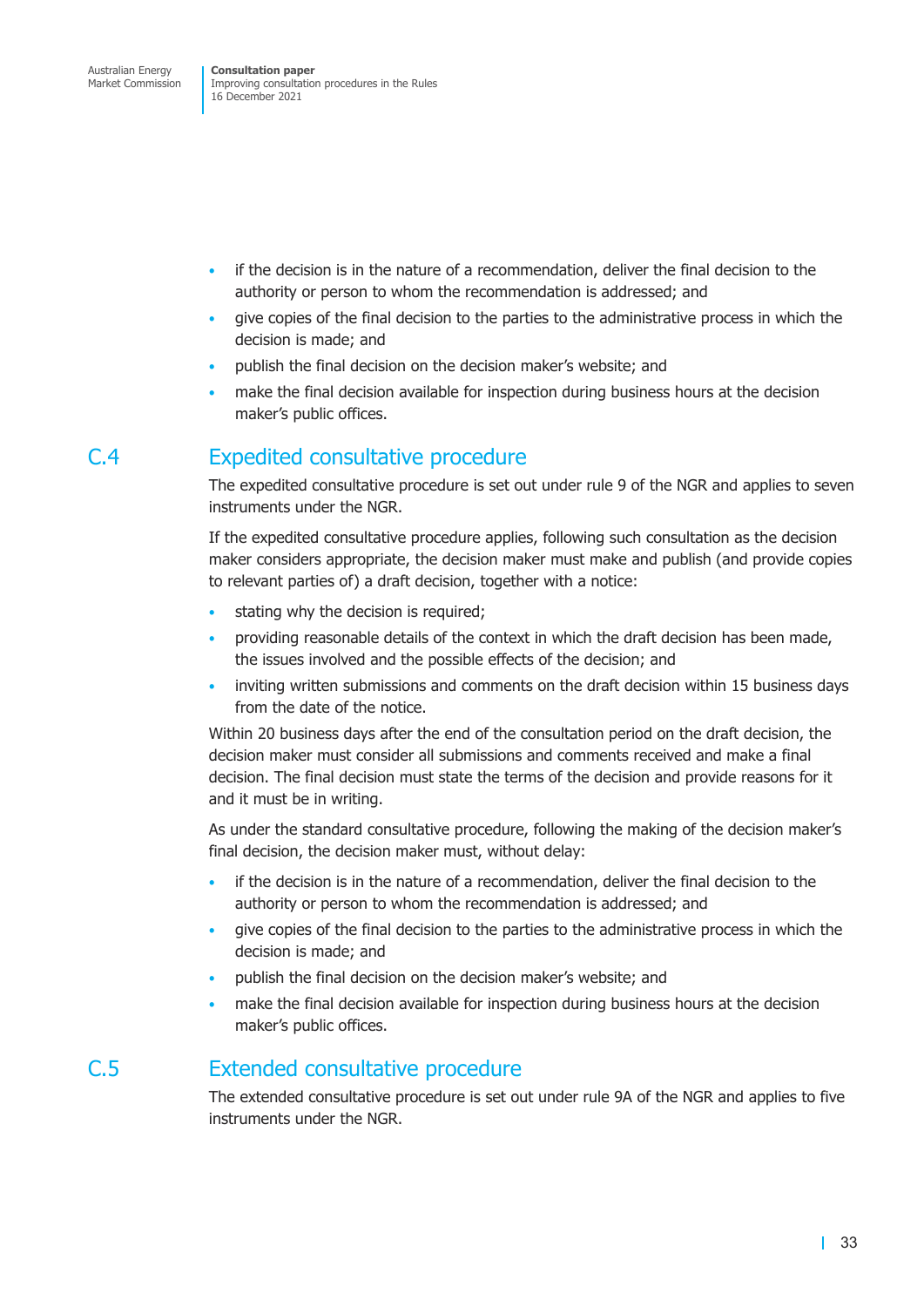- if the decision is in the nature of a recommendation, deliver the final decision to the authority or person to whom the recommendation is addressed; and
- give copies of the final decision to the parties to the administrative process in which the decision is made; and
- publish the final decision on the decision maker's website; and
- make the final decision available for inspection during business hours at the decision maker's public offices.

## C.4 Expedited consultative procedure

The expedited consultative procedure is set out under rule 9 of the NGR and applies to seven instruments under the NGR.

If the expedited consultative procedure applies, following such consultation as the decision maker considers appropriate, the decision maker must make and publish (and provide copies to relevant parties of) a draft decision, together with a notice:

- stating why the decision is required;
- providing reasonable details of the context in which the draft decision has been made, the issues involved and the possible effects of the decision; and
- inviting written submissions and comments on the draft decision within 15 business days from the date of the notice.

Within 20 business days after the end of the consultation period on the draft decision, the decision maker must consider all submissions and comments received and make a final decision. The final decision must state the terms of the decision and provide reasons for it and it must be in writing.

As under the standard consultative procedure, following the making of the decision maker's final decision, the decision maker must, without delay:

- if the decision is in the nature of a recommendation, deliver the final decision to the authority or person to whom the recommendation is addressed; and
- give copies of the final decision to the parties to the administrative process in which the decision is made; and
- publish the final decision on the decision maker's website; and
- make the final decision available for inspection during business hours at the decision maker's public offices.

## C.5 Extended consultative procedure

The extended consultative procedure is set out under rule 9A of the NGR and applies to five instruments under the NGR.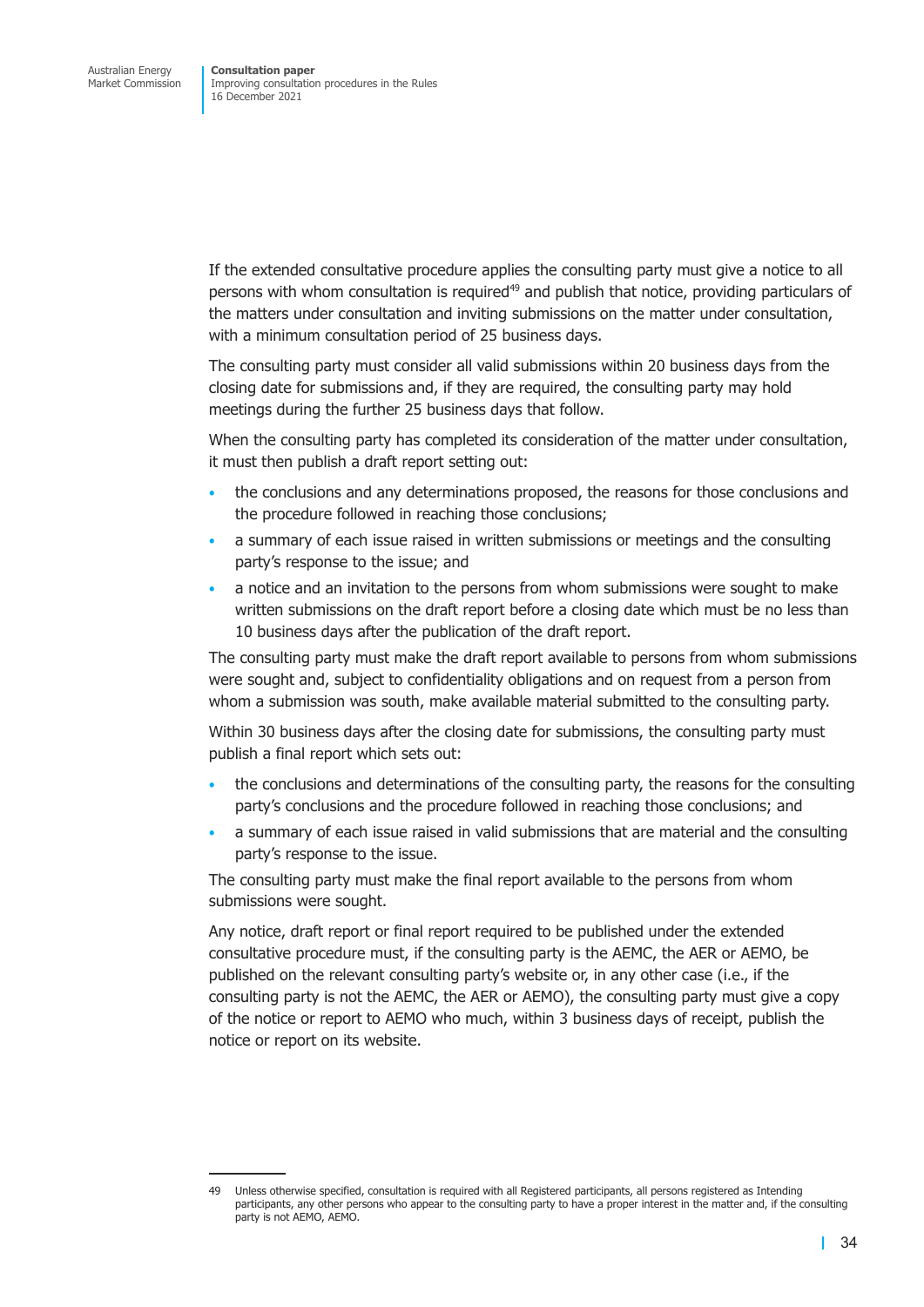If the extended consultative procedure applies the consulting party must give a notice to all persons with whom consultation is required[49] and publish that notice, providing particulars of the matters under consultation and inviting submissions on the matter under consultation, with a minimum consultation period of 25 business days.

The consulting party must consider all valid submissions within 20 business days from the closing date for submissions and, if they are required, the consulting party may hold meetings during the further 25 business days that follow.

When the consulting party has completed its consideration of the matter under consultation, it must then publish a draft report setting out:

- the conclusions and any determinations proposed, the reasons for those conclusions and the procedure followed in reaching those conclusions;
- a summary of each issue raised in written submissions or meetings and the consulting party's response to the issue; and
- a notice and an invitation to the persons from whom submissions were sought to make written submissions on the draft report before a closing date which must be no less than 10 business days after the publication of the draft report.

The consulting party must make the draft report available to persons from whom submissions were sought and, subject to confidentiality obligations and on request from a person from whom a submission was south, make available material submitted to the consulting party.

Within 30 business days after the closing date for submissions, the consulting party must publish a final report which sets out:

- the conclusions and determinations of the consulting party, the reasons for the consulting party's conclusions and the procedure followed in reaching those conclusions; and
- a summary of each issue raised in valid submissions that are material and the consulting party's response to the issue.

The consulting party must make the final report available to the persons from whom submissions were sought.

Any notice, draft report or final report required to be published under the extended consultative procedure must, if the consulting party is the AEMC, the AER or AEMO, be published on the relevant consulting party's website or, in any other case (i.e., if the consulting party is not the AEMC, the AER or AEMO), the consulting party must give a copy of the notice or report to AEMO who much, within 3 business days of receipt, publish the notice or report on its website.

---

49 Unless otherwise specified, consultation is required with all Registered participants, all persons registered as Intending participants, any other persons who appear to the consulting party to have a proper interest in the matter and, if the consulting party is not AEMO, AEMO.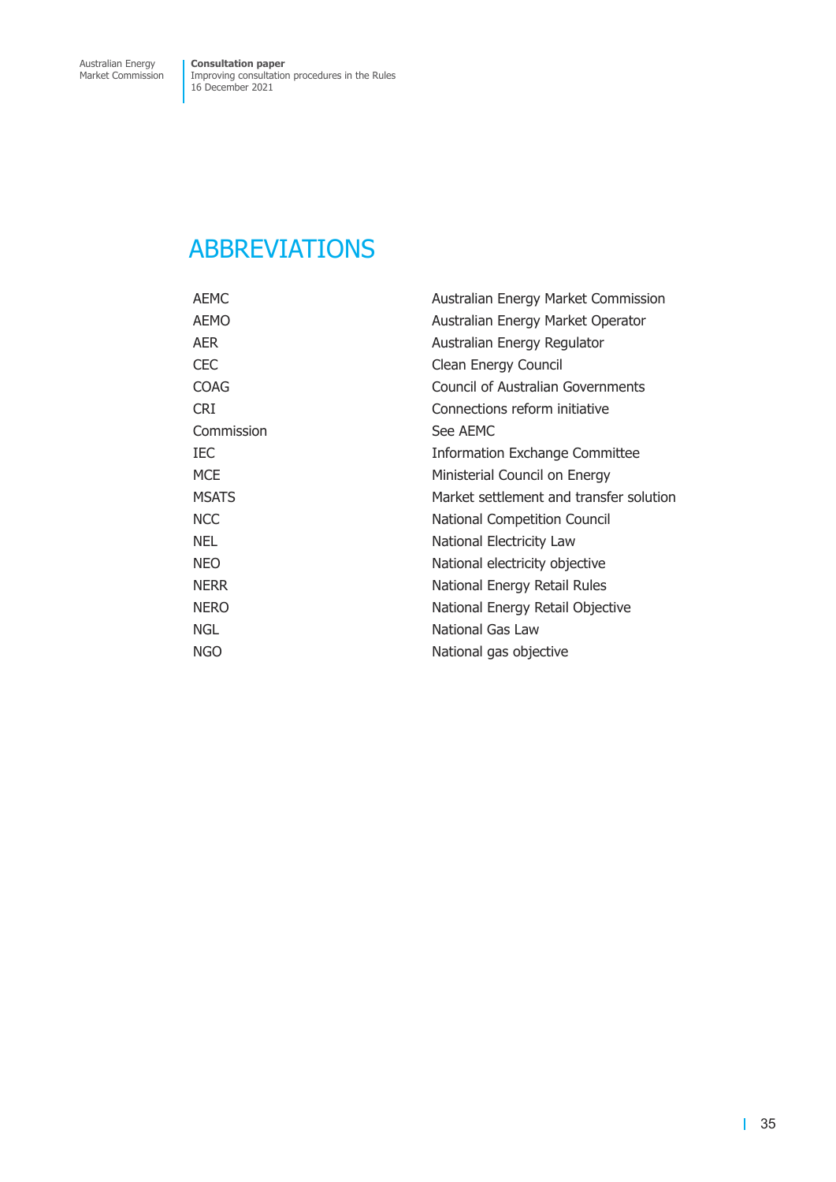# ABBREVIATIONS

| | |
|---|---|
| AEMC | Australian Energy Market Commission |
| AEMO | Australian Energy Market Operator |
| AER | Australian Energy Regulator |
| CEC | Clean Energy Council |
| COAG | Council of Australian Governments |
| CRI | Connections reform initiative |
| Commission | See AEMC |
| IEC | Information Exchange Committee |
| MCE | Ministerial Council on Energy |
| MSATS | Market settlement and transfer solution |
| NCC | National Competition Council |
| NEL | National Electricity Law |
| NEO | National electricity objective |
| NERR | National Energy Retail Rules |
| NERO | National Energy Retail Objective |
| NGL | National Gas Law |
| NGO | National gas objective |